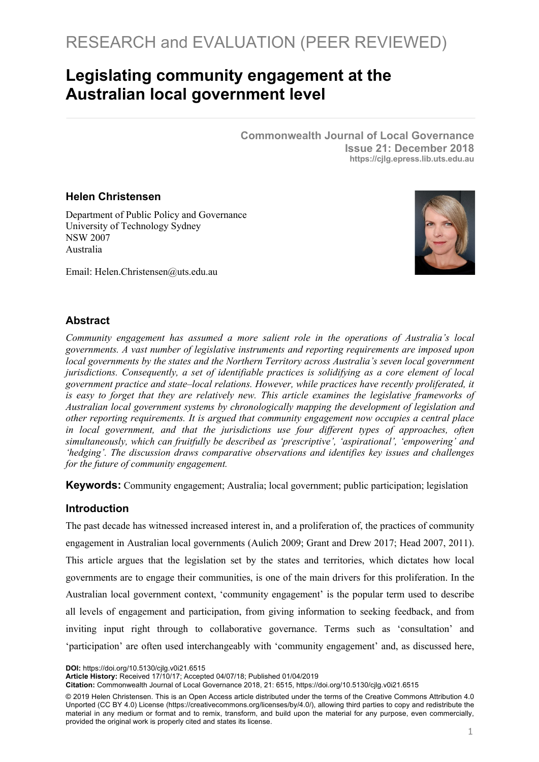RESEARCH and EVALUATION (PEER REVIEWED)

# Legislating community engagement at the Australian local government level

**Commonwealth Journal of Local Governance**
**Issue 21: December 2018**
**https://cjlg.epress.lib.uts.edu.au**

### Helen Christensen

Department of Public Policy and Governance
University of Technology Sydney
NSW 2007
Australia

Email: Helen.Christensen@uts.edu.au

## Abstract

*Community engagement has assumed a more salient role in the operations of Australia's local governments. A vast number of legislative instruments and reporting requirements are imposed upon local governments by the states and the Northern Territory across Australia's seven local government jurisdictions. Consequently, a set of identifiable practices is solidifying as a core element of local government practice and state–local relations. However, while practices have recently proliferated, it is easy to forget that they are relatively new. This article examines the legislative frameworks of Australian local government systems by chronologically mapping the development of legislation and other reporting requirements. It is argued that community engagement now occupies a central place in local government, and that the jurisdictions use four different types of approaches, often simultaneously, which can fruitfully be described as 'prescriptive', 'aspirational', 'empowering' and 'hedging'. The discussion draws comparative observations and identifies key issues and challenges for the future of community engagement.*

**Keywords:** Community engagement; Australia; local government; public participation; legislation

## Introduction

The past decade has witnessed increased interest in, and a proliferation of, the practices of community engagement in Australian local governments (Aulich 2009; Grant and Drew 2017; Head 2007, 2011). This article argues that the legislation set by the states and territories, which dictates how local governments are to engage their communities, is one of the main drivers for this proliferation. In the Australian local government context, 'community engagement' is the popular term used to describe all levels of engagement and participation, from giving information to seeking feedback, and from inviting input right through to collaborative governance. Terms such as 'consultation' and 'participation' are often used interchangeably with 'community engagement' and, as discussed here,

**DOI:** https://doi.org/10.5130/cjlg.v0i21.6515
**Article History:** Received 17/10/17; Accepted 04/07/18; Published 01/04/2019
**Citation:** Commonwealth Journal of Local Governance 2018, 21: 6515, https://doi.org/10.5130/cjlg.v0i21.6515

© 2019 Helen Christensen. This is an Open Access article distributed under the terms of the Creative Commons Attribution 4.0 Unported (CC BY 4.0) License (https://creativecommons.org/licenses/by/4.0/), allowing third parties to copy and redistribute the material in any medium or format and to remix, transform, and build upon the material for any purpose, even commercially, provided the original work is properly cited and states its license.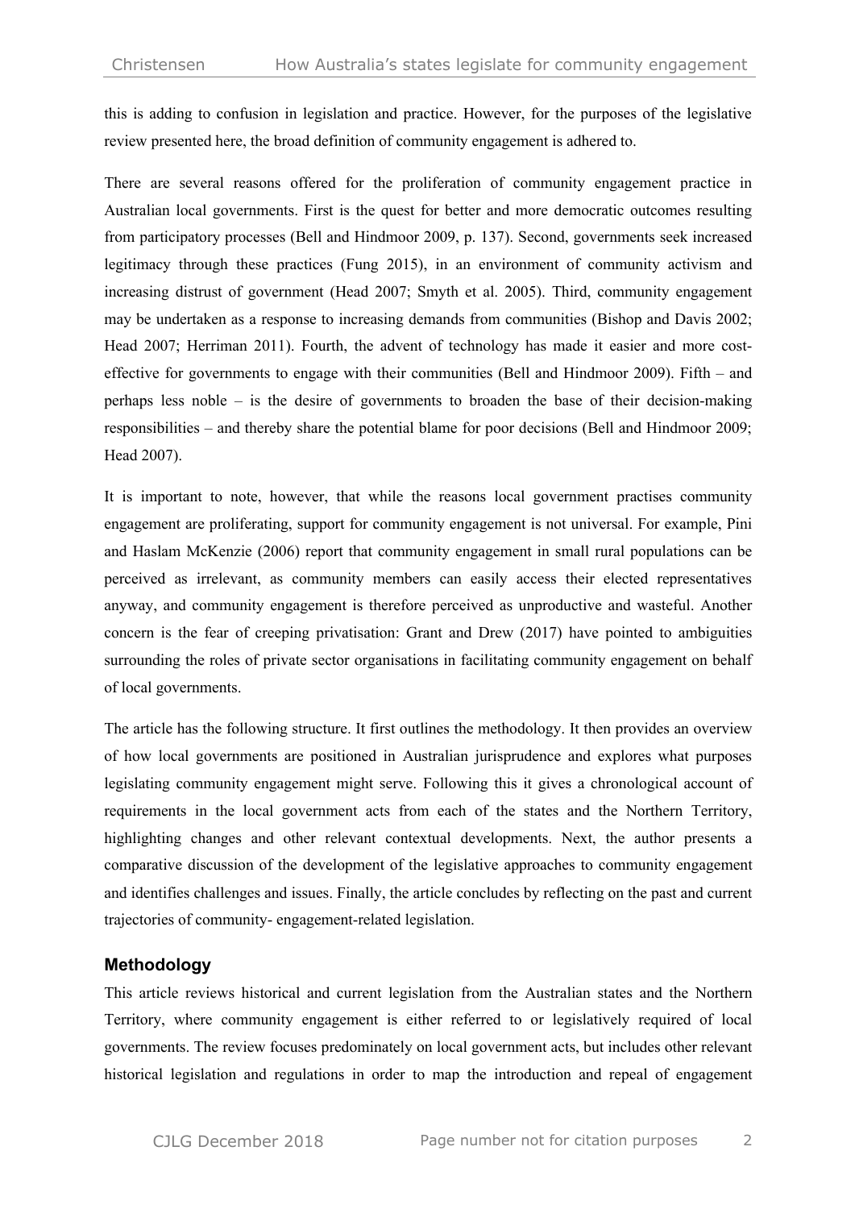this is adding to confusion in legislation and practice. However, for the purposes of the legislative review presented here, the broad definition of community engagement is adhered to.

There are several reasons offered for the proliferation of community engagement practice in Australian local governments. First is the quest for better and more democratic outcomes resulting from participatory processes (Bell and Hindmoor 2009, p. 137). Second, governments seek increased legitimacy through these practices (Fung 2015), in an environment of community activism and increasing distrust of government (Head 2007; Smyth et al. 2005). Third, community engagement may be undertaken as a response to increasing demands from communities (Bishop and Davis 2002; Head 2007; Herriman 2011). Fourth, the advent of technology has made it easier and more cost-effective for governments to engage with their communities (Bell and Hindmoor 2009). Fifth – and perhaps less noble – is the desire of governments to broaden the base of their decision-making responsibilities – and thereby share the potential blame for poor decisions (Bell and Hindmoor 2009; Head 2007).

It is important to note, however, that while the reasons local government practises community engagement are proliferating, support for community engagement is not universal. For example, Pini and Haslam McKenzie (2006) report that community engagement in small rural populations can be perceived as irrelevant, as community members can easily access their elected representatives anyway, and community engagement is therefore perceived as unproductive and wasteful. Another concern is the fear of creeping privatisation: Grant and Drew (2017) have pointed to ambiguities surrounding the roles of private sector organisations in facilitating community engagement on behalf of local governments.

The article has the following structure. It first outlines the methodology. It then provides an overview of how local governments are positioned in Australian jurisprudence and explores what purposes legislating community engagement might serve. Following this it gives a chronological account of requirements in the local government acts from each of the states and the Northern Territory, highlighting changes and other relevant contextual developments. Next, the author presents a comparative discussion of the development of the legislative approaches to community engagement and identifies challenges and issues. Finally, the article concludes by reflecting on the past and current trajectories of community- engagement-related legislation.

## Methodology

This article reviews historical and current legislation from the Australian states and the Northern Territory, where community engagement is either referred to or legislatively required of local governments. The review focuses predominately on local government acts, but includes other relevant historical legislation and regulations in order to map the introduction and repeal of engagement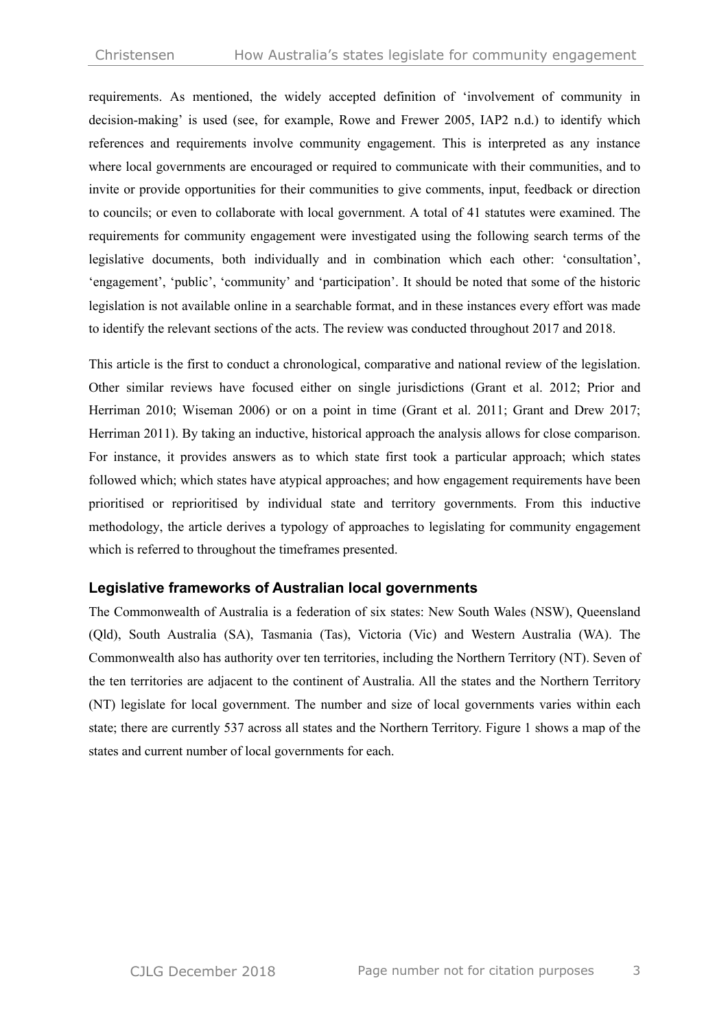requirements. As mentioned, the widely accepted definition of 'involvement of community in decision-making' is used (see, for example, Rowe and Frewer 2005, IAP2 n.d.) to identify which references and requirements involve community engagement. This is interpreted as any instance where local governments are encouraged or required to communicate with their communities, and to invite or provide opportunities for their communities to give comments, input, feedback or direction to councils; or even to collaborate with local government. A total of 41 statutes were examined. The requirements for community engagement were investigated using the following search terms of the legislative documents, both individually and in combination which each other: 'consultation', 'engagement', 'public', 'community' and 'participation'. It should be noted that some of the historic legislation is not available online in a searchable format, and in these instances every effort was made to identify the relevant sections of the acts. The review was conducted throughout 2017 and 2018.

This article is the first to conduct a chronological, comparative and national review of the legislation. Other similar reviews have focused either on single jurisdictions (Grant et al. 2012; Prior and Herriman 2010; Wiseman 2006) or on a point in time (Grant et al. 2011; Grant and Drew 2017; Herriman 2011). By taking an inductive, historical approach the analysis allows for close comparison. For instance, it provides answers as to which state first took a particular approach; which states followed which; which states have atypical approaches; and how engagement requirements have been prioritised or reprioritised by individual state and territory governments. From this inductive methodology, the article derives a typology of approaches to legislating for community engagement which is referred to throughout the timeframes presented.

### Legislative frameworks of Australian local governments

The Commonwealth of Australia is a federation of six states: New South Wales (NSW), Queensland (Qld), South Australia (SA), Tasmania (Tas), Victoria (Vic) and Western Australia (WA). The Commonwealth also has authority over ten territories, including the Northern Territory (NT). Seven of the ten territories are adjacent to the continent of Australia. All the states and the Northern Territory (NT) legislate for local government. The number and size of local governments varies within each state; there are currently 537 across all states and the Northern Territory. Figure 1 shows a map of the states and current number of local governments for each.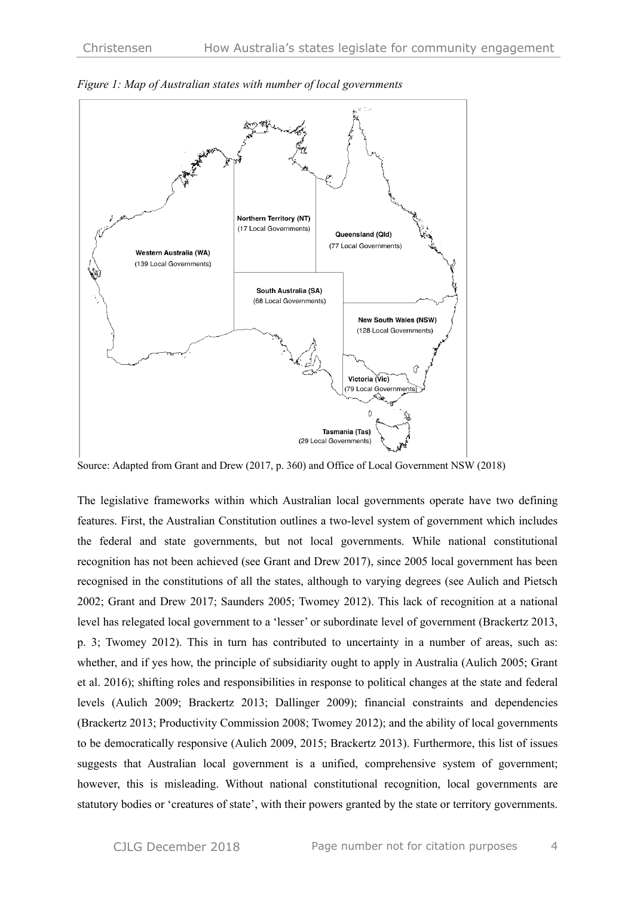*Figure 1: Map of Australian states with number of local governments*

Source: Adapted from Grant and Drew (2017, p. 360) and Office of Local Government NSW (2018)

The legislative frameworks within which Australian local governments operate have two defining features. First, the Australian Constitution outlines a two-level system of government which includes the federal and state governments, but not local governments. While national constitutional recognition has not been achieved (see Grant and Drew 2017), since 2005 local government has been recognised in the constitutions of all the states, although to varying degrees (see Aulich and Pietsch 2002; Grant and Drew 2017; Saunders 2005; Twomey 2012). This lack of recognition at a national level has relegated local government to a 'lesser' or subordinate level of government (Brackertz 2013, p. 3; Twomey 2012). This in turn has contributed to uncertainty in a number of areas, such as: whether, and if yes how, the principle of subsidiarity ought to apply in Australia (Aulich 2005; Grant et al. 2016); shifting roles and responsibilities in response to political changes at the state and federal levels (Aulich 2009; Brackertz 2013; Dallinger 2009); financial constraints and dependencies (Brackertz 2013; Productivity Commission 2008; Twomey 2012); and the ability of local governments to be democratically responsive (Aulich 2009, 2015; Brackertz 2013). Furthermore, this list of issues suggests that Australian local government is a unified, comprehensive system of government; however, this is misleading. Without national constitutional recognition, local governments are statutory bodies or 'creatures of state', with their powers granted by the state or territory governments.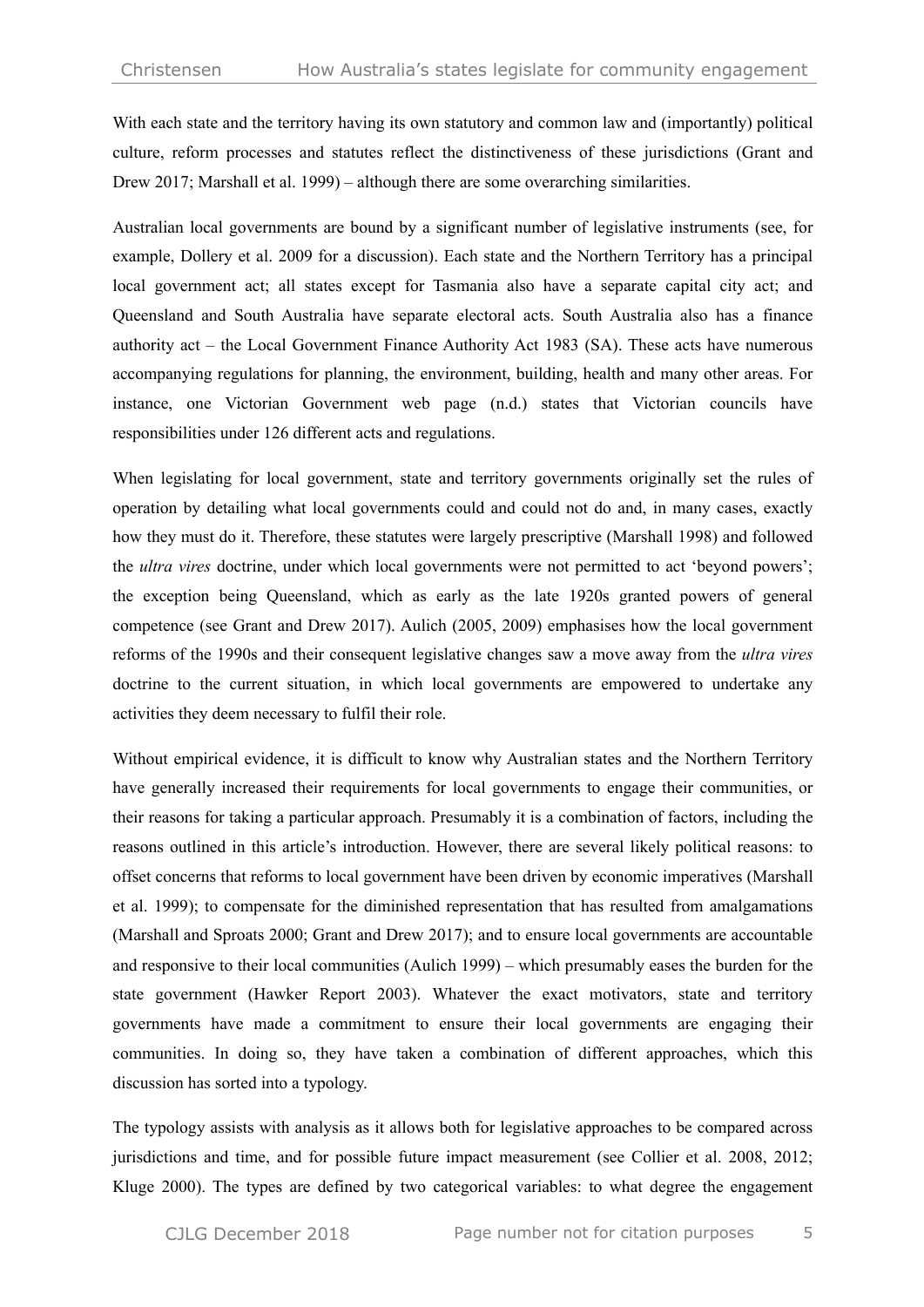With each state and the territory having its own statutory and common law and (importantly) political culture, reform processes and statutes reflect the distinctiveness of these jurisdictions (Grant and Drew 2017; Marshall et al. 1999) – although there are some overarching similarities.

Australian local governments are bound by a significant number of legislative instruments (see, for example, Dollery et al. 2009 for a discussion). Each state and the Northern Territory has a principal local government act; all states except for Tasmania also have a separate capital city act; and Queensland and South Australia have separate electoral acts. South Australia also has a finance authority act – the Local Government Finance Authority Act 1983 (SA). These acts have numerous accompanying regulations for planning, the environment, building, health and many other areas. For instance, one Victorian Government web page (n.d.) states that Victorian councils have responsibilities under 126 different acts and regulations.

When legislating for local government, state and territory governments originally set the rules of operation by detailing what local governments could and could not do and, in many cases, exactly how they must do it. Therefore, these statutes were largely prescriptive (Marshall 1998) and followed the *ultra vires* doctrine, under which local governments were not permitted to act 'beyond powers'; the exception being Queensland, which as early as the late 1920s granted powers of general competence (see Grant and Drew 2017). Aulich (2005, 2009) emphasises how the local government reforms of the 1990s and their consequent legislative changes saw a move away from the *ultra vires* doctrine to the current situation, in which local governments are empowered to undertake any activities they deem necessary to fulfil their role.

Without empirical evidence, it is difficult to know why Australian states and the Northern Territory have generally increased their requirements for local governments to engage their communities, or their reasons for taking a particular approach. Presumably it is a combination of factors, including the reasons outlined in this article's introduction. However, there are several likely political reasons: to offset concerns that reforms to local government have been driven by economic imperatives (Marshall et al. 1999); to compensate for the diminished representation that has resulted from amalgamations (Marshall and Sproats 2000; Grant and Drew 2017); and to ensure local governments are accountable and responsive to their local communities (Aulich 1999) – which presumably eases the burden for the state government (Hawker Report 2003). Whatever the exact motivators, state and territory governments have made a commitment to ensure their local governments are engaging their communities. In doing so, they have taken a combination of different approaches, which this discussion has sorted into a typology.

The typology assists with analysis as it allows both for legislative approaches to be compared across jurisdictions and time, and for possible future impact measurement (see Collier et al. 2008, 2012; Kluge 2000). The types are defined by two categorical variables: to what degree the engagement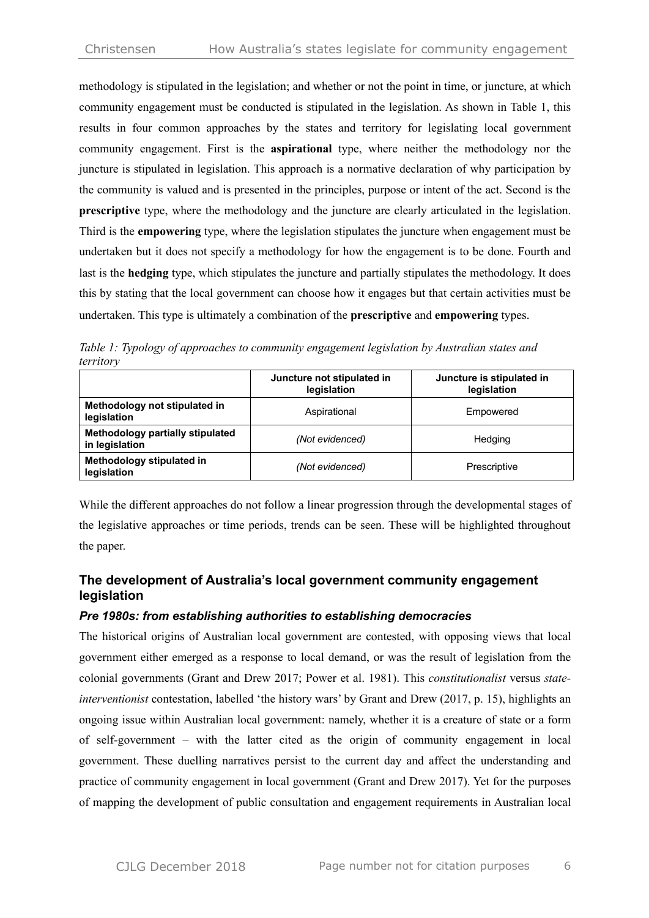methodology is stipulated in the legislation; and whether or not the point in time, or juncture, at which community engagement must be conducted is stipulated in the legislation. As shown in Table 1, this results in four common approaches by the states and territory for legislating local government community engagement. First is the **aspirational** type, where neither the methodology nor the juncture is stipulated in legislation. This approach is a normative declaration of why participation by the community is valued and is presented in the principles, purpose or intent of the act. Second is the **prescriptive** type, where the methodology and the juncture are clearly articulated in the legislation. Third is the **empowering** type, where the legislation stipulates the juncture when engagement must be undertaken but it does not specify a methodology for how the engagement is to be done. Fourth and last is the **hedging** type, which stipulates the juncture and partially stipulates the methodology. It does this by stating that the local government can choose how it engages but that certain activities must be undertaken. This type is ultimately a combination of the **prescriptive** and **empowering** types.

*Table 1: Typology of approaches to community engagement legislation by Australian states and territory*

| | **Juncture not stipulated in legislation** | **Juncture is stipulated in legislation** |
|---|---|---|
| **Methodology not stipulated in legislation** | Aspirational | Empowered |
| **Methodology partially stipulated in legislation** | *(Not evidenced)* | Hedging |
| **Methodology stipulated in legislation** | *(Not evidenced)* | Prescriptive |

While the different approaches do not follow a linear progression through the developmental stages of the legislative approaches or time periods, trends can be seen. These will be highlighted throughout the paper.

## The development of Australia's local government community engagement legislation

### *Pre 1980s: from establishing authorities to establishing democracies*

The historical origins of Australian local government are contested, with opposing views that local government either emerged as a response to local demand, or was the result of legislation from the colonial governments (Grant and Drew 2017; Power et al. 1981). This *constitutionalist* versus *state-interventionist* contestation, labelled 'the history wars' by Grant and Drew (2017, p. 15), highlights an ongoing issue within Australian local government: namely, whether it is a creature of state or a form of self-government – with the latter cited as the origin of community engagement in local government. These duelling narratives persist to the current day and affect the understanding and practice of community engagement in local government (Grant and Drew 2017). Yet for the purposes of mapping the development of public consultation and engagement requirements in Australian local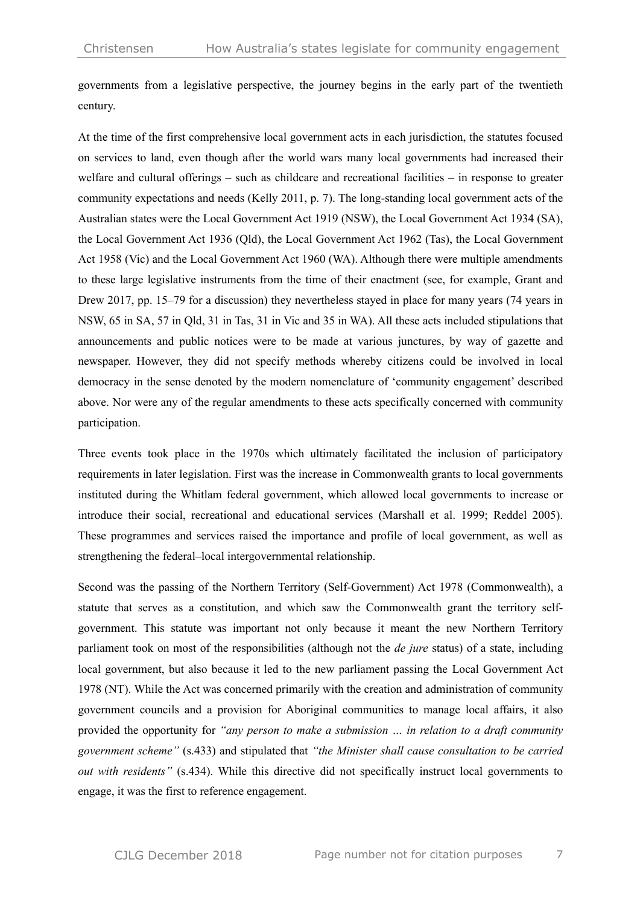governments from a legislative perspective, the journey begins in the early part of the twentieth century.

At the time of the first comprehensive local government acts in each jurisdiction, the statutes focused on services to land, even though after the world wars many local governments had increased their welfare and cultural offerings – such as childcare and recreational facilities – in response to greater community expectations and needs (Kelly 2011, p. 7). The long-standing local government acts of the Australian states were the Local Government Act 1919 (NSW), the Local Government Act 1934 (SA), the Local Government Act 1936 (Qld), the Local Government Act 1962 (Tas), the Local Government Act 1958 (Vic) and the Local Government Act 1960 (WA). Although there were multiple amendments to these large legislative instruments from the time of their enactment (see, for example, Grant and Drew 2017, pp. 15–79 for a discussion) they nevertheless stayed in place for many years (74 years in NSW, 65 in SA, 57 in Qld, 31 in Tas, 31 in Vic and 35 in WA). All these acts included stipulations that announcements and public notices were to be made at various junctures, by way of gazette and newspaper. However, they did not specify methods whereby citizens could be involved in local democracy in the sense denoted by the modern nomenclature of 'community engagement' described above. Nor were any of the regular amendments to these acts specifically concerned with community participation.

Three events took place in the 1970s which ultimately facilitated the inclusion of participatory requirements in later legislation. First was the increase in Commonwealth grants to local governments instituted during the Whitlam federal government, which allowed local governments to increase or introduce their social, recreational and educational services (Marshall et al. 1999; Reddel 2005). These programmes and services raised the importance and profile of local government, as well as strengthening the federal–local intergovernmental relationship.

Second was the passing of the Northern Territory (Self-Government) Act 1978 (Commonwealth), a statute that serves as a constitution, and which saw the Commonwealth grant the territory self-government. This statute was important not only because it meant the new Northern Territory parliament took on most of the responsibilities (although not the *de jure* status) of a state, including local government, but also because it led to the new parliament passing the Local Government Act 1978 (NT). While the Act was concerned primarily with the creation and administration of community government councils and a provision for Aboriginal communities to manage local affairs, it also provided the opportunity for *"any person to make a submission … in relation to a draft community government scheme"* (s.433) and stipulated that *"the Minister shall cause consultation to be carried out with residents"* (s.434). While this directive did not specifically instruct local governments to engage, it was the first to reference engagement.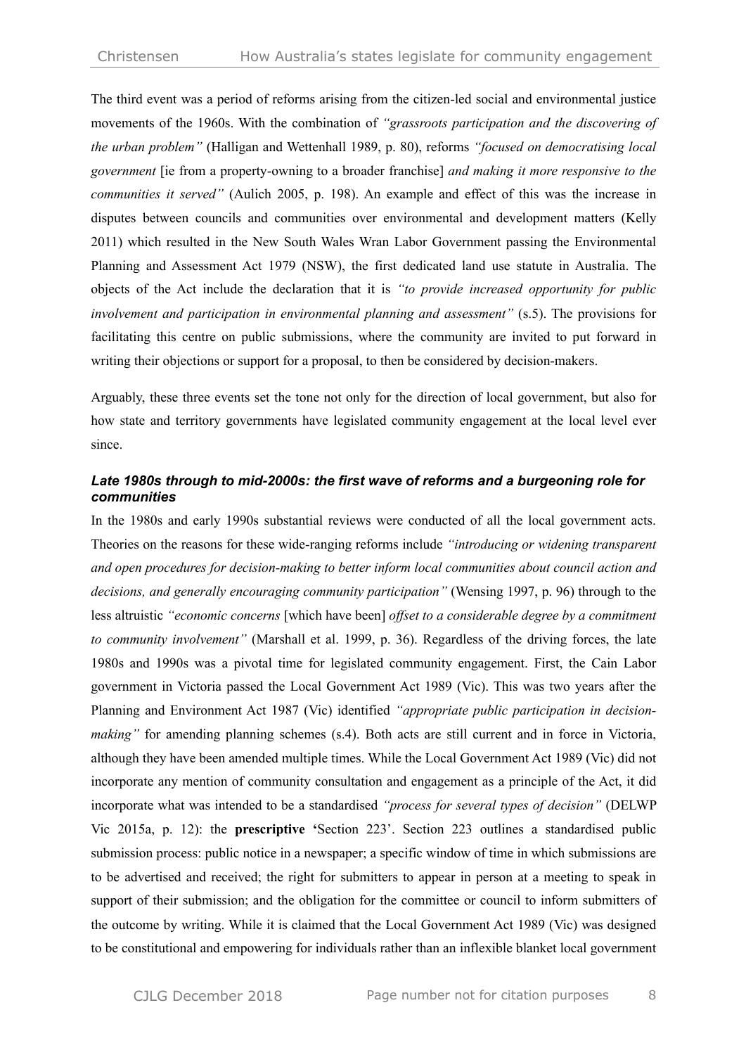The third event was a period of reforms arising from the citizen-led social and environmental justice movements of the 1960s. With the combination of *"grassroots participation and the discovering of the urban problem"* (Halligan and Wettenhall 1989, p. 80), reforms *"focused on democratising local government* [ie from a property-owning to a broader franchise] *and making it more responsive to the communities it served"* (Aulich 2005, p. 198). An example and effect of this was the increase in disputes between councils and communities over environmental and development matters (Kelly 2011) which resulted in the New South Wales Wran Labor Government passing the Environmental Planning and Assessment Act 1979 (NSW), the first dedicated land use statute in Australia. The objects of the Act include the declaration that it is *"to provide increased opportunity for public involvement and participation in environmental planning and assessment"* (s.5). The provisions for facilitating this centre on public submissions, where the community are invited to put forward in writing their objections or support for a proposal, to then be considered by decision-makers.

Arguably, these three events set the tone not only for the direction of local government, but also for how state and territory governments have legislated community engagement at the local level ever since.

### *Late 1980s through to mid-2000s: the first wave of reforms and a burgeoning role for communities*

In the 1980s and early 1990s substantial reviews were conducted of all the local government acts. Theories on the reasons for these wide-ranging reforms include *"introducing or widening transparent and open procedures for decision-making to better inform local communities about council action and decisions, and generally encouraging community participation"* (Wensing 1997, p. 96) through to the less altruistic *"economic concerns* [which have been] *offset to a considerable degree by a commitment to community involvement"* (Marshall et al. 1999, p. 36). Regardless of the driving forces, the late 1980s and 1990s was a pivotal time for legislated community engagement. First, the Cain Labor government in Victoria passed the Local Government Act 1989 (Vic). This was two years after the Planning and Environment Act 1987 (Vic) identified *"appropriate public participation in decision-making"* for amending planning schemes (s.4). Both acts are still current and in force in Victoria, although they have been amended multiple times. While the Local Government Act 1989 (Vic) did not incorporate any mention of community consultation and engagement as a principle of the Act, it did incorporate what was intended to be a standardised *"process for several types of decision"* (DELWP Vic 2015a, p. 12): the **prescriptive** 'Section 223'. Section 223 outlines a standardised public submission process: public notice in a newspaper; a specific window of time in which submissions are to be advertised and received; the right for submitters to appear in person at a meeting to speak in support of their submission; and the obligation for the committee or council to inform submitters of the outcome by writing. While it is claimed that the Local Government Act 1989 (Vic) was designed to be constitutional and empowering for individuals rather than an inflexible blanket local government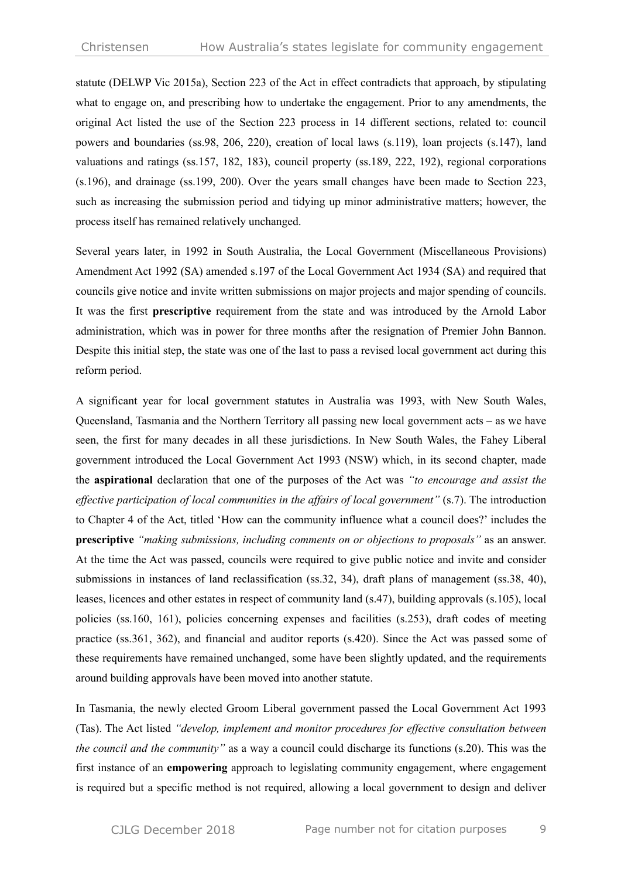statute (DELWP Vic 2015a), Section 223 of the Act in effect contradicts that approach, by stipulating what to engage on, and prescribing how to undertake the engagement. Prior to any amendments, the original Act listed the use of the Section 223 process in 14 different sections, related to: council powers and boundaries (ss.98, 206, 220), creation of local laws (s.119), loan projects (s.147), land valuations and ratings (ss.157, 182, 183), council property (ss.189, 222, 192), regional corporations (s.196), and drainage (ss.199, 200). Over the years small changes have been made to Section 223, such as increasing the submission period and tidying up minor administrative matters; however, the process itself has remained relatively unchanged.

Several years later, in 1992 in South Australia, the Local Government (Miscellaneous Provisions) Amendment Act 1992 (SA) amended s.197 of the Local Government Act 1934 (SA) and required that councils give notice and invite written submissions on major projects and major spending of councils. It was the first **prescriptive** requirement from the state and was introduced by the Arnold Labor administration, which was in power for three months after the resignation of Premier John Bannon. Despite this initial step, the state was one of the last to pass a revised local government act during this reform period.

A significant year for local government statutes in Australia was 1993, with New South Wales, Queensland, Tasmania and the Northern Territory all passing new local government acts – as we have seen, the first for many decades in all these jurisdictions. In New South Wales, the Fahey Liberal government introduced the Local Government Act 1993 (NSW) which, in its second chapter, made the **aspirational** declaration that one of the purposes of the Act was *"to encourage and assist the effective participation of local communities in the affairs of local government"* (s.7). The introduction to Chapter 4 of the Act, titled 'How can the community influence what a council does?' includes the **prescriptive** *"making submissions, including comments on or objections to proposals"* as an answer. At the time the Act was passed, councils were required to give public notice and invite and consider submissions in instances of land reclassification (ss.32, 34), draft plans of management (ss.38, 40), leases, licences and other estates in respect of community land (s.47), building approvals (s.105), local policies (ss.160, 161), policies concerning expenses and facilities (s.253), draft codes of meeting practice (ss.361, 362), and financial and auditor reports (s.420). Since the Act was passed some of these requirements have remained unchanged, some have been slightly updated, and the requirements around building approvals have been moved into another statute.

In Tasmania, the newly elected Groom Liberal government passed the Local Government Act 1993 (Tas). The Act listed *"develop, implement and monitor procedures for effective consultation between the council and the community"* as a way a council could discharge its functions (s.20). This was the first instance of an **empowering** approach to legislating community engagement, where engagement is required but a specific method is not required, allowing a local government to design and deliver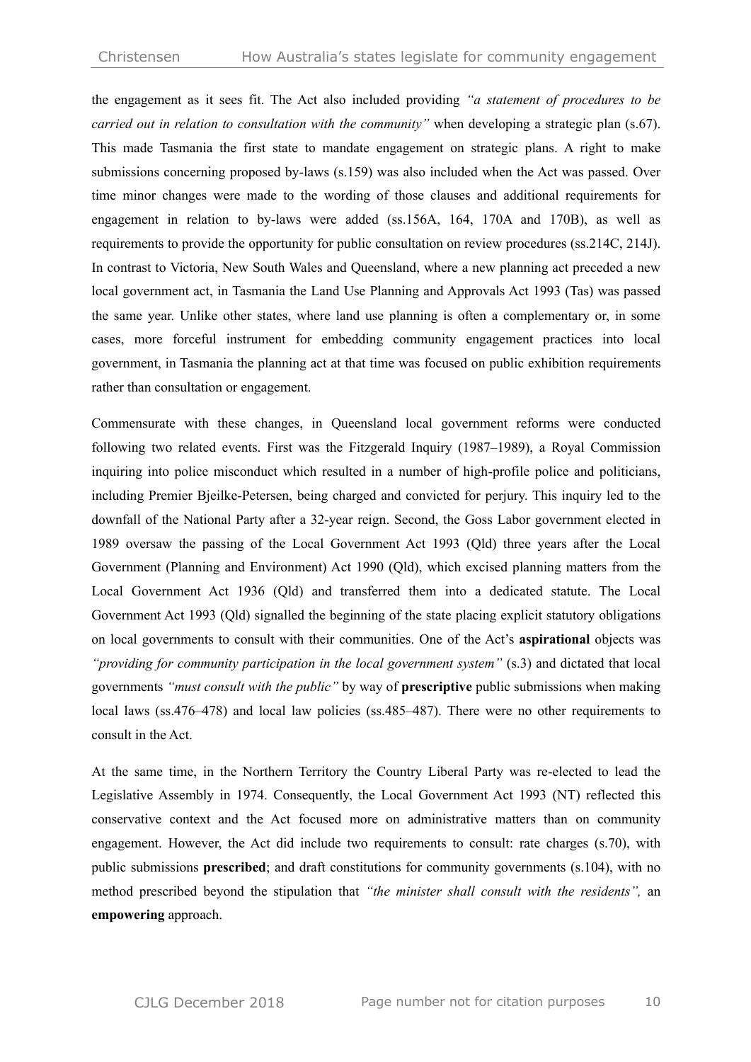the engagement as it sees fit. The Act also included providing *"a statement of procedures to be carried out in relation to consultation with the community"* when developing a strategic plan (s.67). This made Tasmania the first state to mandate engagement on strategic plans. A right to make submissions concerning proposed by-laws (s.159) was also included when the Act was passed. Over time minor changes were made to the wording of those clauses and additional requirements for engagement in relation to by-laws were added (ss.156A, 164, 170A and 170B), as well as requirements to provide the opportunity for public consultation on review procedures (ss.214C, 214J). In contrast to Victoria, New South Wales and Queensland, where a new planning act preceded a new local government act, in Tasmania the Land Use Planning and Approvals Act 1993 (Tas) was passed the same year. Unlike other states, where land use planning is often a complementary or, in some cases, more forceful instrument for embedding community engagement practices into local government, in Tasmania the planning act at that time was focused on public exhibition requirements rather than consultation or engagement.

Commensurate with these changes, in Queensland local government reforms were conducted following two related events. First was the Fitzgerald Inquiry (1987–1989), a Royal Commission inquiring into police misconduct which resulted in a number of high-profile police and politicians, including Premier Bjeilke-Petersen, being charged and convicted for perjury. This inquiry led to the downfall of the National Party after a 32-year reign. Second, the Goss Labor government elected in 1989 oversaw the passing of the Local Government Act 1993 (Qld) three years after the Local Government (Planning and Environment) Act 1990 (Qld), which excised planning matters from the Local Government Act 1936 (Qld) and transferred them into a dedicated statute. The Local Government Act 1993 (Qld) signalled the beginning of the state placing explicit statutory obligations on local governments to consult with their communities. One of the Act's **aspirational** objects was *"providing for community participation in the local government system"* (s.3) and dictated that local governments *"must consult with the public"* by way of **prescriptive** public submissions when making local laws (ss.476–478) and local law policies (ss.485–487). There were no other requirements to consult in the Act.

At the same time, in the Northern Territory the Country Liberal Party was re-elected to lead the Legislative Assembly in 1974. Consequently, the Local Government Act 1993 (NT) reflected this conservative context and the Act focused more on administrative matters than on community engagement. However, the Act did include two requirements to consult: rate charges (s.70), with public submissions **prescribed**; and draft constitutions for community governments (s.104), with no method prescribed beyond the stipulation that *"the minister shall consult with the residents",* an **empowering** approach.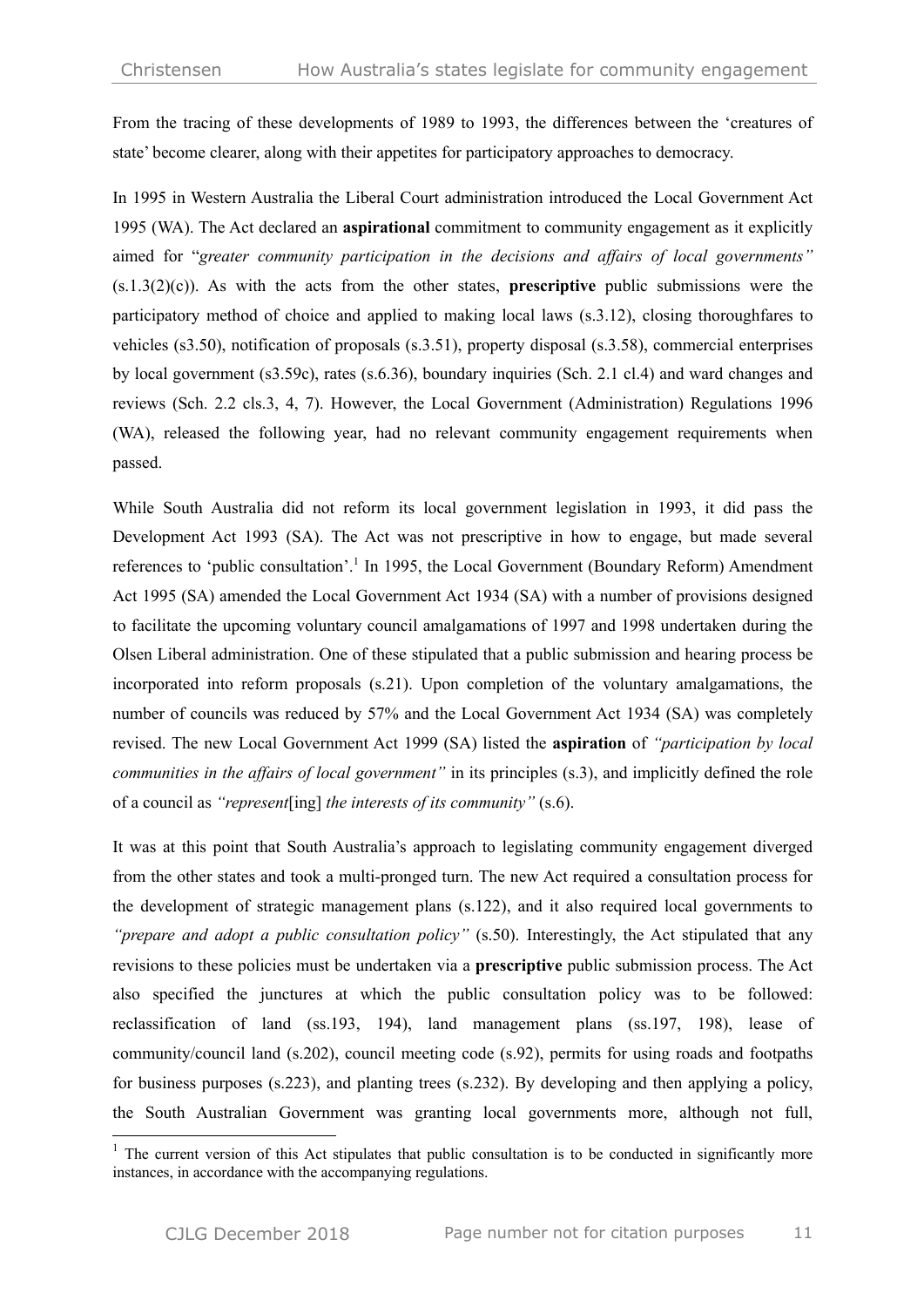From the tracing of these developments of 1989 to 1993, the differences between the 'creatures of state' become clearer, along with their appetites for participatory approaches to democracy.

In 1995 in Western Australia the Liberal Court administration introduced the Local Government Act 1995 (WA). The Act declared an **aspirational** commitment to community engagement as it explicitly aimed for "*greater community participation in the decisions and affairs of local governments"* (s.1.3(2)(c)). As with the acts from the other states, **prescriptive** public submissions were the participatory method of choice and applied to making local laws (s.3.12), closing thoroughfares to vehicles (s3.50), notification of proposals (s.3.51), property disposal (s.3.58), commercial enterprises by local government (s3.59c), rates (s.6.36), boundary inquiries (Sch. 2.1 cl.4) and ward changes and reviews (Sch. 2.2 cls.3, 4, 7). However, the Local Government (Administration) Regulations 1996 (WA), released the following year, had no relevant community engagement requirements when passed.

While South Australia did not reform its local government legislation in 1993, it did pass the Development Act 1993 (SA). The Act was not prescriptive in how to engage, but made several references to 'public consultation'.[1] In 1995, the Local Government (Boundary Reform) Amendment Act 1995 (SA) amended the Local Government Act 1934 (SA) with a number of provisions designed to facilitate the upcoming voluntary council amalgamations of 1997 and 1998 undertaken during the Olsen Liberal administration. One of these stipulated that a public submission and hearing process be incorporated into reform proposals (s.21). Upon completion of the voluntary amalgamations, the number of councils was reduced by 57% and the Local Government Act 1934 (SA) was completely revised. The new Local Government Act 1999 (SA) listed the **aspiration** of *"participation by local communities in the affairs of local government"* in its principles (s.3), and implicitly defined the role of a council as *"represent*[ing] *the interests of its community"* (s.6).

It was at this point that South Australia's approach to legislating community engagement diverged from the other states and took a multi-pronged turn. The new Act required a consultation process for the development of strategic management plans (s.122), and it also required local governments to *"prepare and adopt a public consultation policy"* (s.50). Interestingly, the Act stipulated that any revisions to these policies must be undertaken via a **prescriptive** public submission process. The Act also specified the junctures at which the public consultation policy was to be followed: reclassification of land (ss.193, 194), land management plans (ss.197, 198), lease of community/council land (s.202), council meeting code (s.92), permits for using roads and footpaths for business purposes (s.223), and planting trees (s.232). By developing and then applying a policy, the South Australian Government was granting local governments more, although not full,

---

[1] The current version of this Act stipulates that public consultation is to be conducted in significantly more instances, in accordance with the accompanying regulations.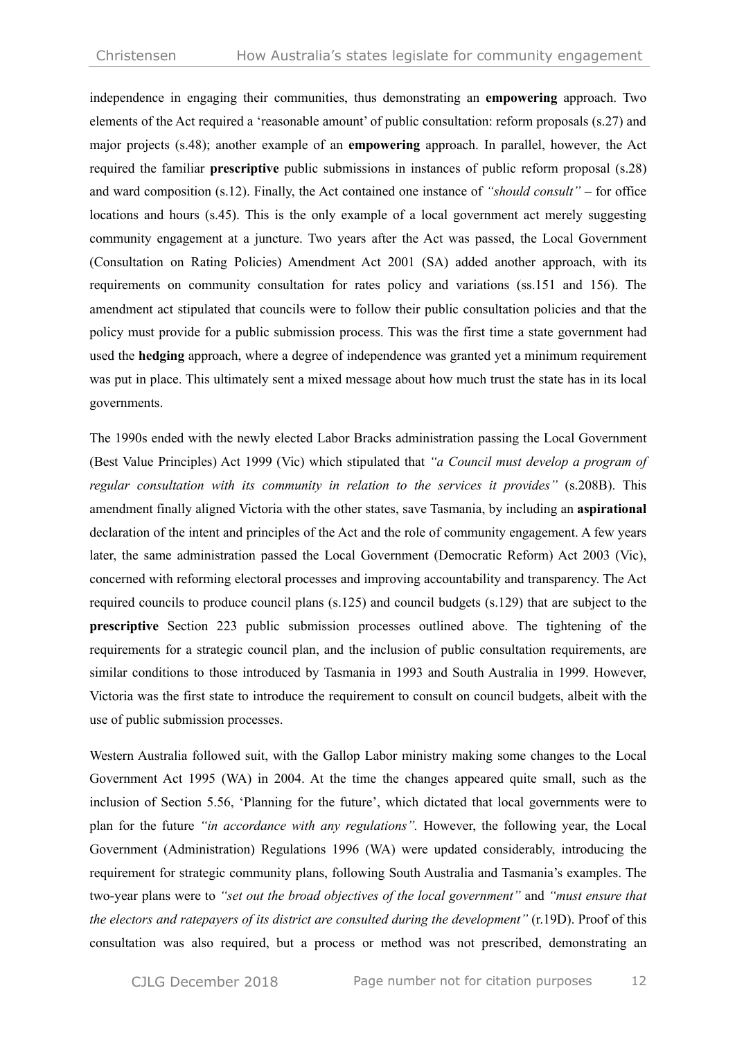independence in engaging their communities, thus demonstrating an **empowering** approach. Two elements of the Act required a 'reasonable amount' of public consultation: reform proposals (s.27) and major projects (s.48); another example of an **empowering** approach. In parallel, however, the Act required the familiar **prescriptive** public submissions in instances of public reform proposal (s.28) and ward composition (s.12). Finally, the Act contained one instance of *"should consult"* – for office locations and hours (s.45). This is the only example of a local government act merely suggesting community engagement at a juncture. Two years after the Act was passed, the Local Government (Consultation on Rating Policies) Amendment Act 2001 (SA) added another approach, with its requirements on community consultation for rates policy and variations (ss.151 and 156). The amendment act stipulated that councils were to follow their public consultation policies and that the policy must provide for a public submission process. This was the first time a state government had used the **hedging** approach, where a degree of independence was granted yet a minimum requirement was put in place. This ultimately sent a mixed message about how much trust the state has in its local governments.

The 1990s ended with the newly elected Labor Bracks administration passing the Local Government (Best Value Principles) Act 1999 (Vic) which stipulated that *"a Council must develop a program of regular consultation with its community in relation to the services it provides"* (s.208B). This amendment finally aligned Victoria with the other states, save Tasmania, by including an **aspirational** declaration of the intent and principles of the Act and the role of community engagement. A few years later, the same administration passed the Local Government (Democratic Reform) Act 2003 (Vic), concerned with reforming electoral processes and improving accountability and transparency. The Act required councils to produce council plans (s.125) and council budgets (s.129) that are subject to the **prescriptive** Section 223 public submission processes outlined above. The tightening of the requirements for a strategic council plan, and the inclusion of public consultation requirements, are similar conditions to those introduced by Tasmania in 1993 and South Australia in 1999. However, Victoria was the first state to introduce the requirement to consult on council budgets, albeit with the use of public submission processes.

Western Australia followed suit, with the Gallop Labor ministry making some changes to the Local Government Act 1995 (WA) in 2004. At the time the changes appeared quite small, such as the inclusion of Section 5.56, 'Planning for the future', which dictated that local governments were to plan for the future *"in accordance with any regulations".* However, the following year, the Local Government (Administration) Regulations 1996 (WA) were updated considerably, introducing the requirement for strategic community plans, following South Australia and Tasmania's examples. The two-year plans were to *"set out the broad objectives of the local government"* and *"must ensure that the electors and ratepayers of its district are consulted during the development"* (r.19D). Proof of this consultation was also required, but a process or method was not prescribed, demonstrating an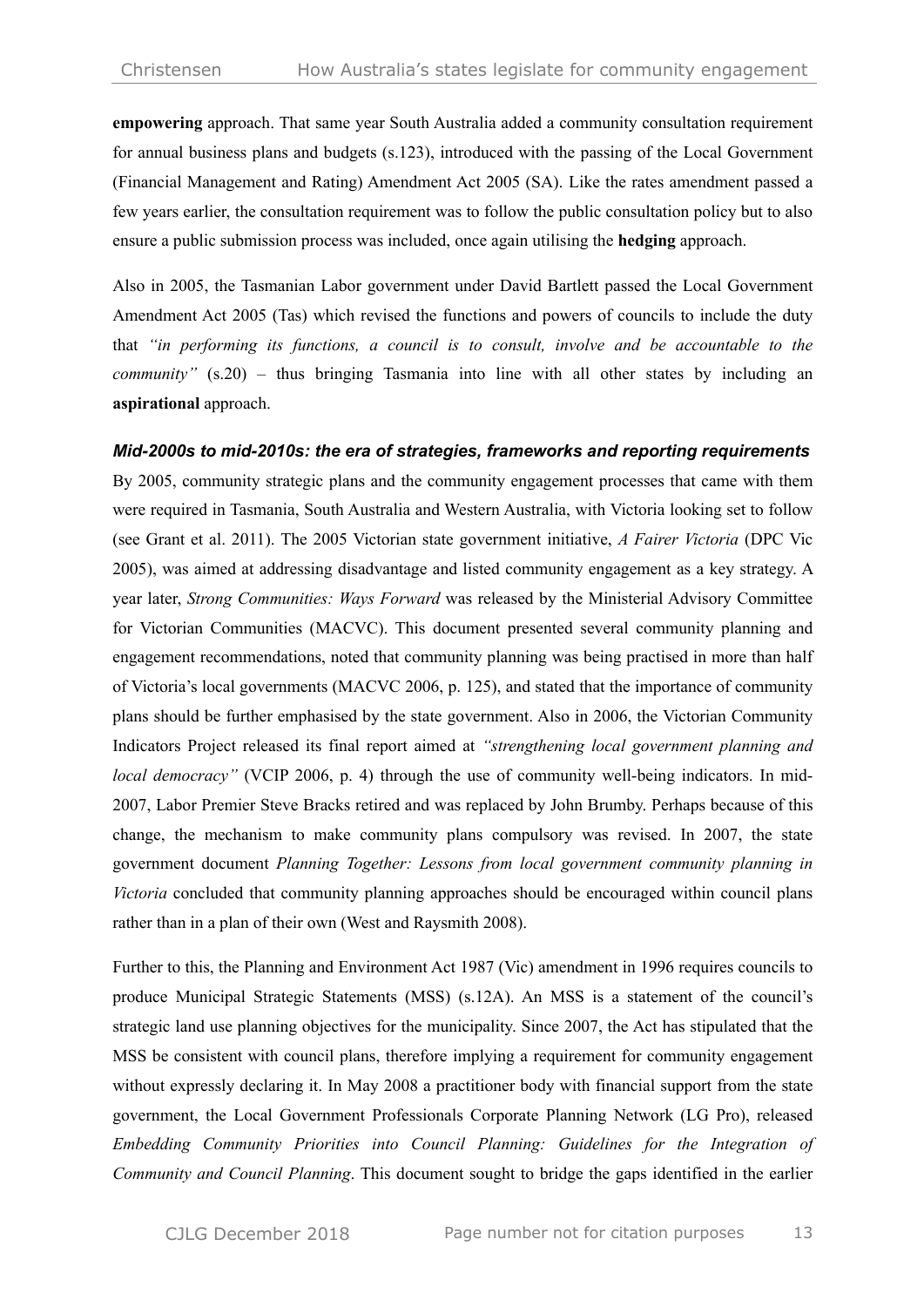**empowering** approach. That same year South Australia added a community consultation requirement for annual business plans and budgets (s.123), introduced with the passing of the Local Government (Financial Management and Rating) Amendment Act 2005 (SA). Like the rates amendment passed a few years earlier, the consultation requirement was to follow the public consultation policy but to also ensure a public submission process was included, once again utilising the **hedging** approach.

Also in 2005, the Tasmanian Labor government under David Bartlett passed the Local Government Amendment Act 2005 (Tas) which revised the functions and powers of councils to include the duty that *"in performing its functions, a council is to consult, involve and be accountable to the community"* (s.20) – thus bringing Tasmania into line with all other states by including an **aspirational** approach.

### *Mid-2000s to mid-2010s: the era of strategies, frameworks and reporting requirements*

By 2005, community strategic plans and the community engagement processes that came with them were required in Tasmania, South Australia and Western Australia, with Victoria looking set to follow (see Grant et al. 2011). The 2005 Victorian state government initiative, *A Fairer Victoria* (DPC Vic 2005), was aimed at addressing disadvantage and listed community engagement as a key strategy. A year later, *Strong Communities: Ways Forward* was released by the Ministerial Advisory Committee for Victorian Communities (MACVC). This document presented several community planning and engagement recommendations, noted that community planning was being practised in more than half of Victoria's local governments (MACVC 2006, p. 125), and stated that the importance of community plans should be further emphasised by the state government. Also in 2006, the Victorian Community Indicators Project released its final report aimed at *"strengthening local government planning and local democracy"* (VCIP 2006, p. 4) through the use of community well-being indicators. In mid-2007, Labor Premier Steve Bracks retired and was replaced by John Brumby. Perhaps because of this change, the mechanism to make community plans compulsory was revised. In 2007, the state government document *Planning Together: Lessons from local government community planning in Victoria* concluded that community planning approaches should be encouraged within council plans rather than in a plan of their own (West and Raysmith 2008).

Further to this, the Planning and Environment Act 1987 (Vic) amendment in 1996 requires councils to produce Municipal Strategic Statements (MSS) (s.12A). An MSS is a statement of the council's strategic land use planning objectives for the municipality. Since 2007, the Act has stipulated that the MSS be consistent with council plans, therefore implying a requirement for community engagement without expressly declaring it. In May 2008 a practitioner body with financial support from the state government, the Local Government Professionals Corporate Planning Network (LG Pro), released *Embedding Community Priorities into Council Planning: Guidelines for the Integration of Community and Council Planning*. This document sought to bridge the gaps identified in the earlier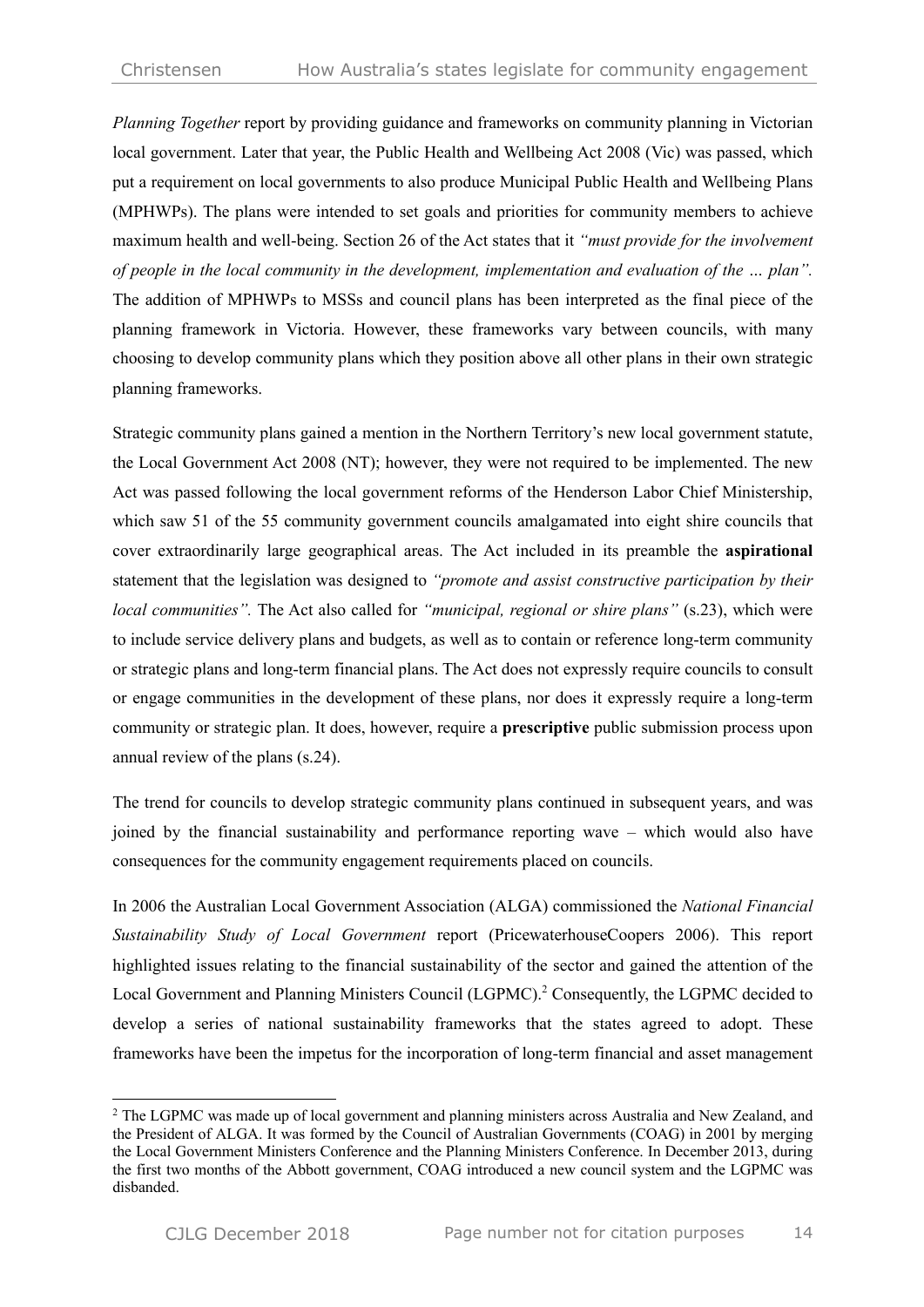*Planning Together* report by providing guidance and frameworks on community planning in Victorian local government. Later that year, the Public Health and Wellbeing Act 2008 (Vic) was passed, which put a requirement on local governments to also produce Municipal Public Health and Wellbeing Plans (MPHWPs). The plans were intended to set goals and priorities for community members to achieve maximum health and well-being. Section 26 of the Act states that it *"must provide for the involvement of people in the local community in the development, implementation and evaluation of the … plan".* The addition of MPHWPs to MSSs and council plans has been interpreted as the final piece of the planning framework in Victoria. However, these frameworks vary between councils, with many choosing to develop community plans which they position above all other plans in their own strategic planning frameworks.

Strategic community plans gained a mention in the Northern Territory's new local government statute, the Local Government Act 2008 (NT); however, they were not required to be implemented. The new Act was passed following the local government reforms of the Henderson Labor Chief Ministership, which saw 51 of the 55 community government councils amalgamated into eight shire councils that cover extraordinarily large geographical areas. The Act included in its preamble the **aspirational** statement that the legislation was designed to *"promote and assist constructive participation by their local communities".* The Act also called for *"municipal, regional or shire plans"* (s.23), which were to include service delivery plans and budgets, as well as to contain or reference long-term community or strategic plans and long-term financial plans. The Act does not expressly require councils to consult or engage communities in the development of these plans, nor does it expressly require a long-term community or strategic plan. It does, however, require a **prescriptive** public submission process upon annual review of the plans (s.24).

The trend for councils to develop strategic community plans continued in subsequent years, and was joined by the financial sustainability and performance reporting wave – which would also have consequences for the community engagement requirements placed on councils.

In 2006 the Australian Local Government Association (ALGA) commissioned the *National Financial Sustainability Study of Local Government* report (PricewaterhouseCoopers 2006). This report highlighted issues relating to the financial sustainability of the sector and gained the attention of the Local Government and Planning Ministers Council (LGPMC).[2] Consequently, the LGPMC decided to develop a series of national sustainability frameworks that the states agreed to adopt. These frameworks have been the impetus for the incorporation of long-term financial and asset management

---

[2] The LGPMC was made up of local government and planning ministers across Australia and New Zealand, and the President of ALGA. It was formed by the Council of Australian Governments (COAG) in 2001 by merging the Local Government Ministers Conference and the Planning Ministers Conference. In December 2013, during the first two months of the Abbott government, COAG introduced a new council system and the LGPMC was disbanded.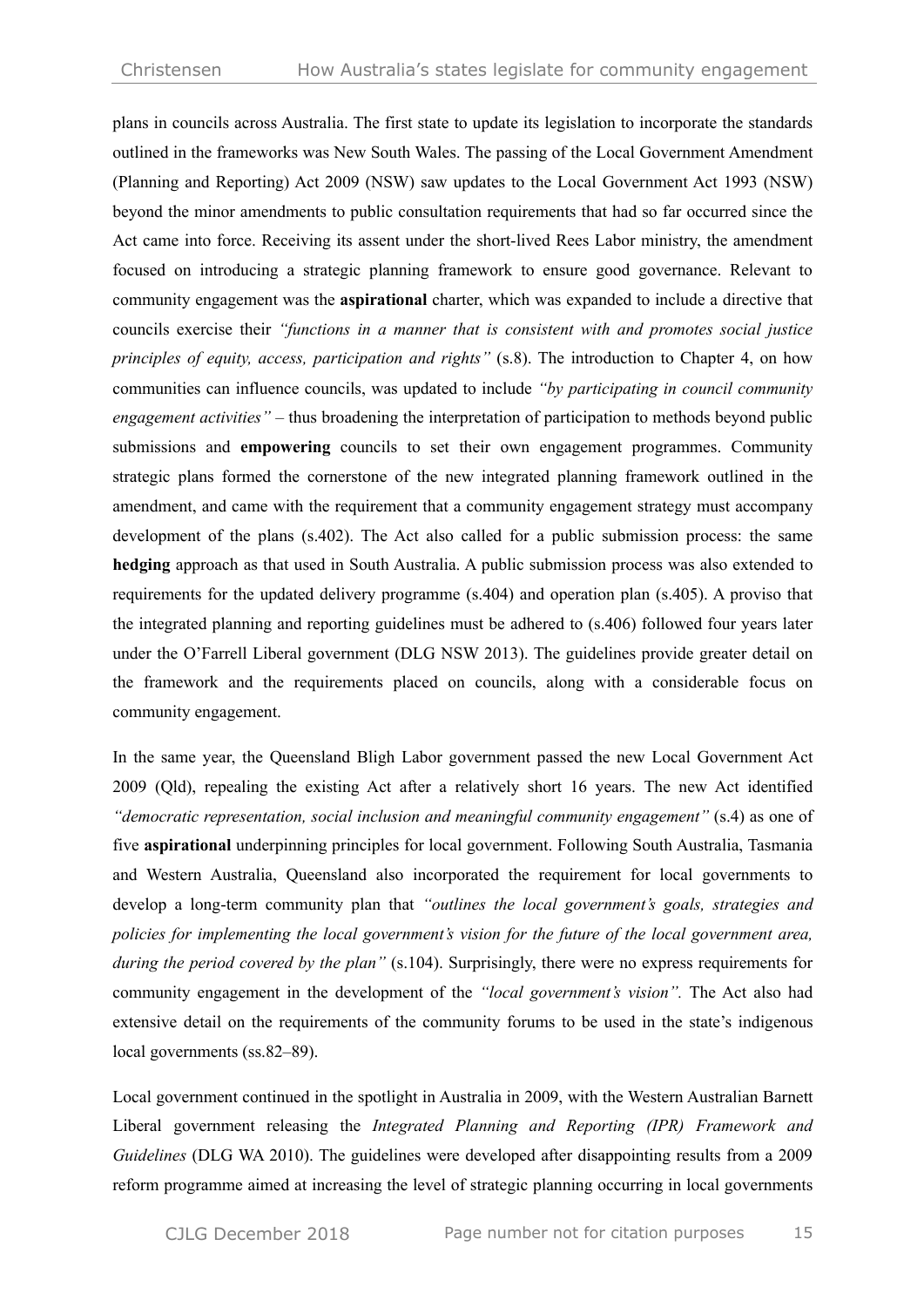plans in councils across Australia. The first state to update its legislation to incorporate the standards outlined in the frameworks was New South Wales. The passing of the Local Government Amendment (Planning and Reporting) Act 2009 (NSW) saw updates to the Local Government Act 1993 (NSW) beyond the minor amendments to public consultation requirements that had so far occurred since the Act came into force. Receiving its assent under the short-lived Rees Labor ministry, the amendment focused on introducing a strategic planning framework to ensure good governance. Relevant to community engagement was the **aspirational** charter, which was expanded to include a directive that councils exercise their *"functions in a manner that is consistent with and promotes social justice principles of equity, access, participation and rights"* (s.8). The introduction to Chapter 4, on how communities can influence councils, was updated to include *"by participating in council community engagement activities"* – thus broadening the interpretation of participation to methods beyond public submissions and **empowering** councils to set their own engagement programmes. Community strategic plans formed the cornerstone of the new integrated planning framework outlined in the amendment, and came with the requirement that a community engagement strategy must accompany development of the plans (s.402). The Act also called for a public submission process: the same **hedging** approach as that used in South Australia. A public submission process was also extended to requirements for the updated delivery programme (s.404) and operation plan (s.405). A proviso that the integrated planning and reporting guidelines must be adhered to (s.406) followed four years later under the O'Farrell Liberal government (DLG NSW 2013). The guidelines provide greater detail on the framework and the requirements placed on councils, along with a considerable focus on community engagement.

In the same year, the Queensland Bligh Labor government passed the new Local Government Act 2009 (Qld), repealing the existing Act after a relatively short 16 years. The new Act identified *"democratic representation, social inclusion and meaningful community engagement"* (s.4) as one of five **aspirational** underpinning principles for local government. Following South Australia, Tasmania and Western Australia, Queensland also incorporated the requirement for local governments to develop a long-term community plan that *"outlines the local government's goals, strategies and policies for implementing the local government's vision for the future of the local government area, during the period covered by the plan"* (s.104). Surprisingly, there were no express requirements for community engagement in the development of the *"local government's vision"*. The Act also had extensive detail on the requirements of the community forums to be used in the state's indigenous local governments (ss.82–89).

Local government continued in the spotlight in Australia in 2009, with the Western Australian Barnett Liberal government releasing the *Integrated Planning and Reporting (IPR) Framework and Guidelines* (DLG WA 2010). The guidelines were developed after disappointing results from a 2009 reform programme aimed at increasing the level of strategic planning occurring in local governments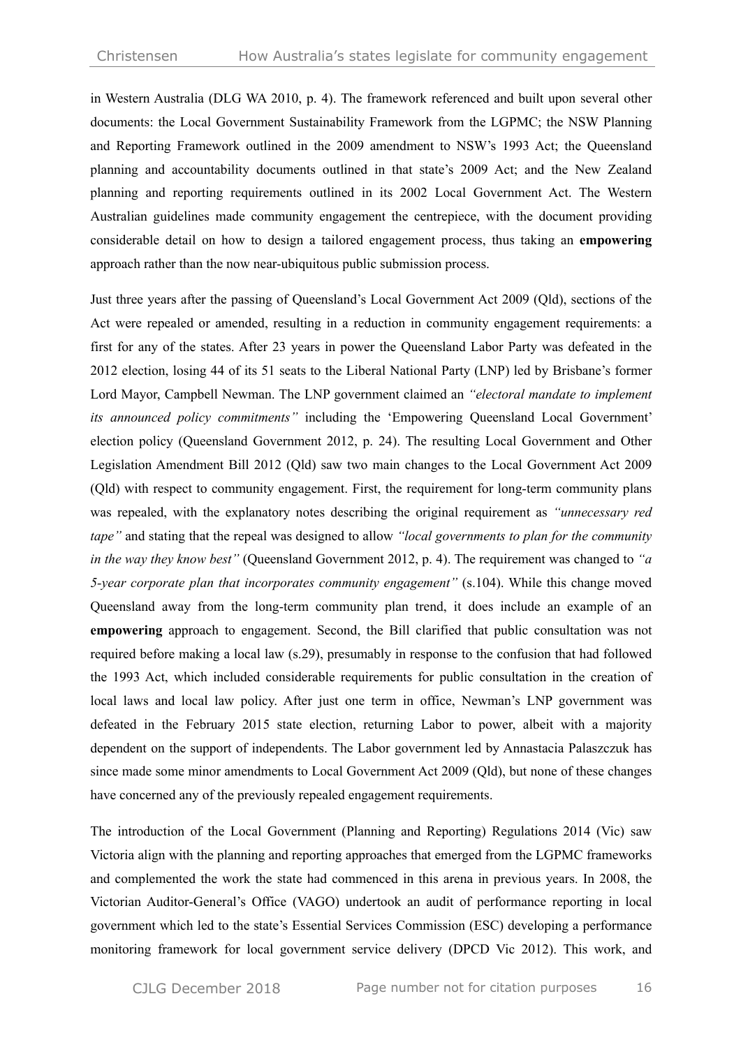in Western Australia (DLG WA 2010, p. 4). The framework referenced and built upon several other documents: the Local Government Sustainability Framework from the LGPMC; the NSW Planning and Reporting Framework outlined in the 2009 amendment to NSW's 1993 Act; the Queensland planning and accountability documents outlined in that state's 2009 Act; and the New Zealand planning and reporting requirements outlined in its 2002 Local Government Act. The Western Australian guidelines made community engagement the centrepiece, with the document providing considerable detail on how to design a tailored engagement process, thus taking an **empowering** approach rather than the now near-ubiquitous public submission process.

Just three years after the passing of Queensland's Local Government Act 2009 (Qld), sections of the Act were repealed or amended, resulting in a reduction in community engagement requirements: a first for any of the states. After 23 years in power the Queensland Labor Party was defeated in the 2012 election, losing 44 of its 51 seats to the Liberal National Party (LNP) led by Brisbane's former Lord Mayor, Campbell Newman. The LNP government claimed an *"electoral mandate to implement its announced policy commitments"* including the 'Empowering Queensland Local Government' election policy (Queensland Government 2012, p. 24). The resulting Local Government and Other Legislation Amendment Bill 2012 (Qld) saw two main changes to the Local Government Act 2009 (Qld) with respect to community engagement. First, the requirement for long-term community plans was repealed, with the explanatory notes describing the original requirement as *"unnecessary red tape"* and stating that the repeal was designed to allow *"local governments to plan for the community in the way they know best"* (Queensland Government 2012, p. 4). The requirement was changed to *"a 5-year corporate plan that incorporates community engagement"* (s.104). While this change moved Queensland away from the long-term community plan trend, it does include an example of an **empowering** approach to engagement. Second, the Bill clarified that public consultation was not required before making a local law (s.29), presumably in response to the confusion that had followed the 1993 Act, which included considerable requirements for public consultation in the creation of local laws and local law policy. After just one term in office, Newman's LNP government was defeated in the February 2015 state election, returning Labor to power, albeit with a majority dependent on the support of independents. The Labor government led by Annastacia Palaszczuk has since made some minor amendments to Local Government Act 2009 (Qld), but none of these changes have concerned any of the previously repealed engagement requirements.

The introduction of the Local Government (Planning and Reporting) Regulations 2014 (Vic) saw Victoria align with the planning and reporting approaches that emerged from the LGPMC frameworks and complemented the work the state had commenced in this arena in previous years. In 2008, the Victorian Auditor-General's Office (VAGO) undertook an audit of performance reporting in local government which led to the state's Essential Services Commission (ESC) developing a performance monitoring framework for local government service delivery (DPCD Vic 2012). This work, and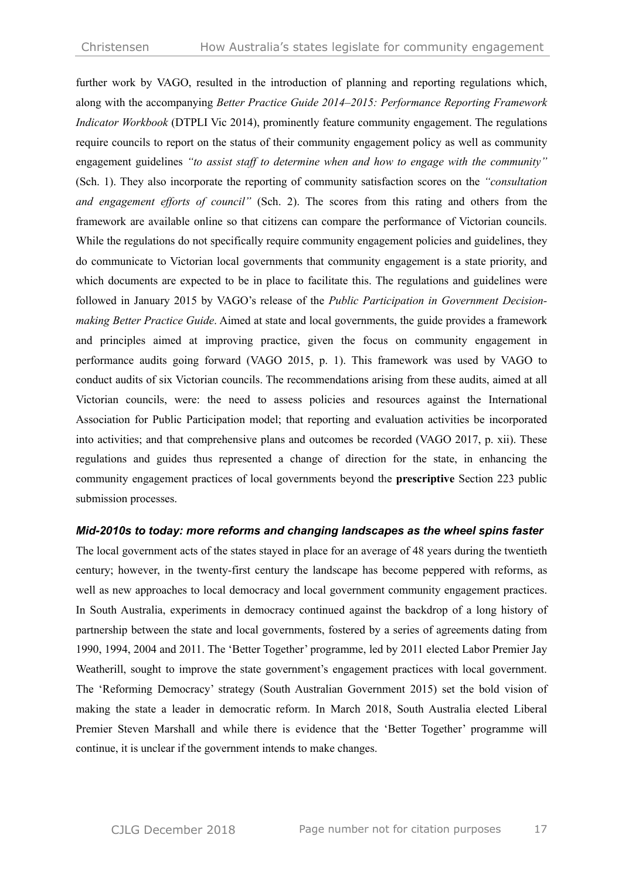further work by VAGO, resulted in the introduction of planning and reporting regulations which, along with the accompanying *Better Practice Guide 2014–2015: Performance Reporting Framework Indicator Workbook* (DTPLI Vic 2014), prominently feature community engagement. The regulations require councils to report on the status of their community engagement policy as well as community engagement guidelines *"to assist staff to determine when and how to engage with the community"* (Sch. 1). They also incorporate the reporting of community satisfaction scores on the *"consultation and engagement efforts of council"* (Sch. 2). The scores from this rating and others from the framework are available online so that citizens can compare the performance of Victorian councils. While the regulations do not specifically require community engagement policies and guidelines, they do communicate to Victorian local governments that community engagement is a state priority, and which documents are expected to be in place to facilitate this. The regulations and guidelines were followed in January 2015 by VAGO's release of the *Public Participation in Government Decision-making Better Practice Guide*. Aimed at state and local governments, the guide provides a framework and principles aimed at improving practice, given the focus on community engagement in performance audits going forward (VAGO 2015, p. 1). This framework was used by VAGO to conduct audits of six Victorian councils. The recommendations arising from these audits, aimed at all Victorian councils, were: the need to assess policies and resources against the International Association for Public Participation model; that reporting and evaluation activities be incorporated into activities; and that comprehensive plans and outcomes be recorded (VAGO 2017, p. xii). These regulations and guides thus represented a change of direction for the state, in enhancing the community engagement practices of local governments beyond the **prescriptive** Section 223 public submission processes.

### *Mid-2010s to today: more reforms and changing landscapes as the wheel spins faster*

The local government acts of the states stayed in place for an average of 48 years during the twentieth century; however, in the twenty-first century the landscape has become peppered with reforms, as well as new approaches to local democracy and local government community engagement practices. In South Australia, experiments in democracy continued against the backdrop of a long history of partnership between the state and local governments, fostered by a series of agreements dating from 1990, 1994, 2004 and 2011. The 'Better Together' programme, led by 2011 elected Labor Premier Jay Weatherill, sought to improve the state government's engagement practices with local government. The 'Reforming Democracy' strategy (South Australian Government 2015) set the bold vision of making the state a leader in democratic reform. In March 2018, South Australia elected Liberal Premier Steven Marshall and while there is evidence that the 'Better Together' programme will continue, it is unclear if the government intends to make changes.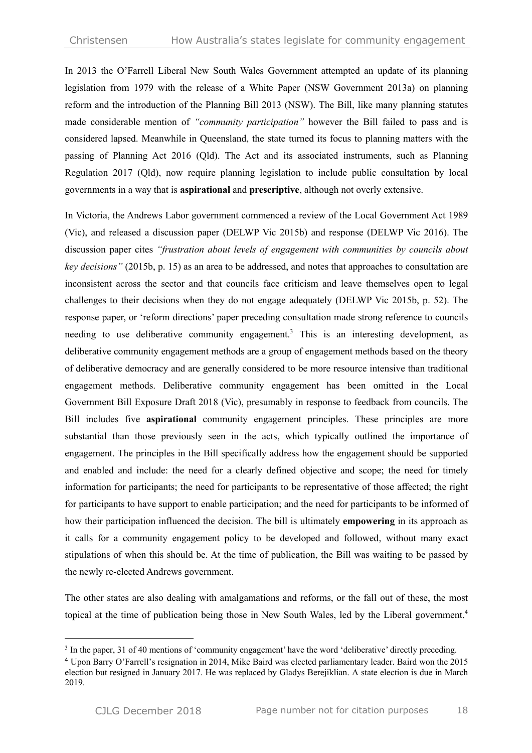In 2013 the O'Farrell Liberal New South Wales Government attempted an update of its planning legislation from 1979 with the release of a White Paper (NSW Government 2013a) on planning reform and the introduction of the Planning Bill 2013 (NSW). The Bill, like many planning statutes made considerable mention of *"community participation"* however the Bill failed to pass and is considered lapsed. Meanwhile in Queensland, the state turned its focus to planning matters with the passing of Planning Act 2016 (Qld). The Act and its associated instruments, such as Planning Regulation 2017 (Qld), now require planning legislation to include public consultation by local governments in a way that is **aspirational** and **prescriptive**, although not overly extensive.

In Victoria, the Andrews Labor government commenced a review of the Local Government Act 1989 (Vic), and released a discussion paper (DELWP Vic 2015b) and response (DELWP Vic 2016). The discussion paper cites *"frustration about levels of engagement with communities by councils about key decisions"* (2015b, p. 15) as an area to be addressed, and notes that approaches to consultation are inconsistent across the sector and that councils face criticism and leave themselves open to legal challenges to their decisions when they do not engage adequately (DELWP Vic 2015b, p. 52). The response paper, or 'reform directions' paper preceding consultation made strong reference to councils needing to use deliberative community engagement.[3] This is an interesting development, as deliberative community engagement methods are a group of engagement methods based on the theory of deliberative democracy and are generally considered to be more resource intensive than traditional engagement methods. Deliberative community engagement has been omitted in the Local Government Bill Exposure Draft 2018 (Vic), presumably in response to feedback from councils. The Bill includes five **aspirational** community engagement principles. These principles are more substantial than those previously seen in the acts, which typically outlined the importance of engagement. The principles in the Bill specifically address how the engagement should be supported and enabled and include: the need for a clearly defined objective and scope; the need for timely information for participants; the need for participants to be representative of those affected; the right for participants to have support to enable participation; and the need for participants to be informed of how their participation influenced the decision. The bill is ultimately **empowering** in its approach as it calls for a community engagement policy to be developed and followed, without many exact stipulations of when this should be. At the time of publication, the Bill was waiting to be passed by the newly re-elected Andrews government.

The other states are also dealing with amalgamations and reforms, or the fall out of these, the most topical at the time of publication being those in New South Wales, led by the Liberal government.[4]

---

[3] In the paper, 31 of 40 mentions of 'community engagement' have the word 'deliberative' directly preceding.

[4] Upon Barry O'Farrell's resignation in 2014, Mike Baird was elected parliamentary leader. Baird won the 2015 election but resigned in January 2017. He was replaced by Gladys Berejiklian. A state election is due in March 2019.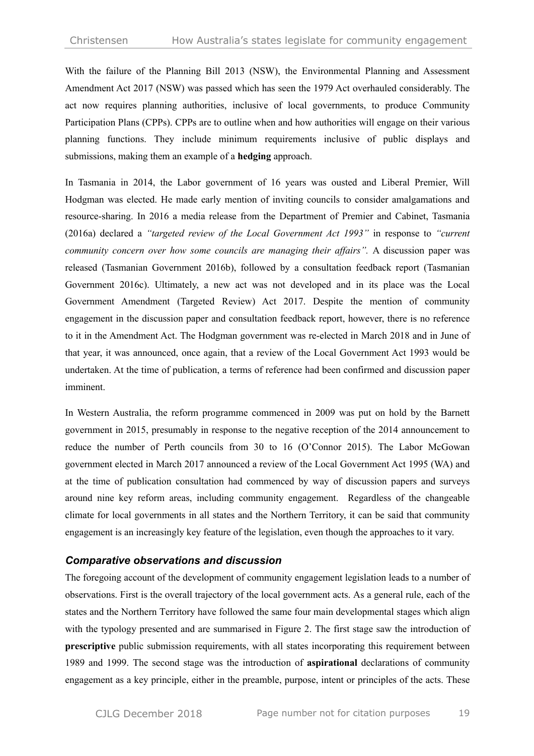With the failure of the Planning Bill 2013 (NSW), the Environmental Planning and Assessment Amendment Act 2017 (NSW) was passed which has seen the 1979 Act overhauled considerably. The act now requires planning authorities, inclusive of local governments, to produce Community Participation Plans (CPPs). CPPs are to outline when and how authorities will engage on their various planning functions. They include minimum requirements inclusive of public displays and submissions, making them an example of a **hedging** approach.

In Tasmania in 2014, the Labor government of 16 years was ousted and Liberal Premier, Will Hodgman was elected. He made early mention of inviting councils to consider amalgamations and resource-sharing. In 2016 a media release from the Department of Premier and Cabinet, Tasmania (2016a) declared a *"targeted review of the Local Government Act 1993"* in response to *"current community concern over how some councils are managing their affairs"*. A discussion paper was released (Tasmanian Government 2016b), followed by a consultation feedback report (Tasmanian Government 2016c). Ultimately, a new act was not developed and in its place was the Local Government Amendment (Targeted Review) Act 2017. Despite the mention of community engagement in the discussion paper and consultation feedback report, however, there is no reference to it in the Amendment Act. The Hodgman government was re-elected in March 2018 and in June of that year, it was announced, once again, that a review of the Local Government Act 1993 would be undertaken. At the time of publication, a terms of reference had been confirmed and discussion paper imminent.

In Western Australia, the reform programme commenced in 2009 was put on hold by the Barnett government in 2015, presumably in response to the negative reception of the 2014 announcement to reduce the number of Perth councils from 30 to 16 (O'Connor 2015). The Labor McGowan government elected in March 2017 announced a review of the Local Government Act 1995 (WA) and at the time of publication consultation had commenced by way of discussion papers and surveys around nine key reform areas, including community engagement. Regardless of the changeable climate for local governments in all states and the Northern Territory, it can be said that community engagement is an increasingly key feature of the legislation, even though the approaches to it vary.

### *Comparative observations and discussion*

The foregoing account of the development of community engagement legislation leads to a number of observations. First is the overall trajectory of the local government acts. As a general rule, each of the states and the Northern Territory have followed the same four main developmental stages which align with the typology presented and are summarised in Figure 2. The first stage saw the introduction of **prescriptive** public submission requirements, with all states incorporating this requirement between 1989 and 1999. The second stage was the introduction of **aspirational** declarations of community engagement as a key principle, either in the preamble, purpose, intent or principles of the acts. These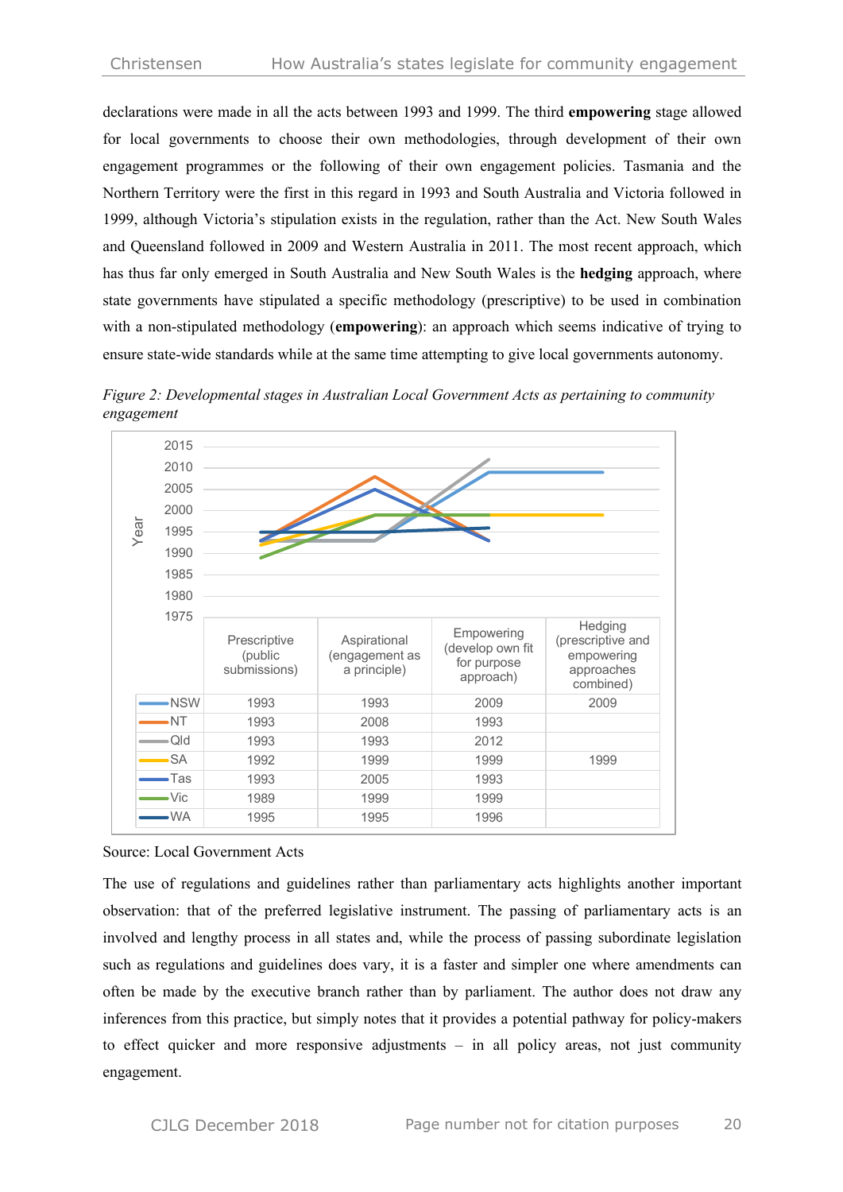declarations were made in all the acts between 1993 and 1999. The third **empowering** stage allowed for local governments to choose their own methodologies, through development of their own engagement programmes or the following of their own engagement policies. Tasmania and the Northern Territory were the first in this regard in 1993 and South Australia and Victoria followed in 1999, although Victoria's stipulation exists in the regulation, rather than the Act. New South Wales and Queensland followed in 2009 and Western Australia in 2011. The most recent approach, which has thus far only emerged in South Australia and New South Wales is the **hedging** approach, where state governments have stipulated a specific methodology (prescriptive) to be used in combination with a non-stipulated methodology (**empowering**): an approach which seems indicative of trying to ensure state-wide standards while at the same time attempting to give local governments autonomy.

*Figure 2: Developmental stages in Australian Local Government Acts as pertaining to community engagement*

| | Prescriptive (public submissions) | Aspirational (engagement as a principle) | Empowering (develop own fit for purpose approach) | Hedging (prescriptive and empowering approaches combined) |
|---|---|---|---|---|
| NSW | 1993 | 1993 | 2009 | 2009 |
| NT | 1993 | 2008 | 1993 | |
| Qld | 1993 | 1993 | 2012 | |
| SA | 1992 | 1999 | 1999 | 1999 |
| Tas | 1993 | 2005 | 1993 | |
| Vic | 1989 | 1999 | 1999 | |
| WA | 1995 | 1995 | 1996 | |

Source: Local Government Acts

The use of regulations and guidelines rather than parliamentary acts highlights another important observation: that of the preferred legislative instrument. The passing of parliamentary acts is an involved and lengthy process in all states and, while the process of passing subordinate legislation such as regulations and guidelines does vary, it is a faster and simpler one where amendments can often be made by the executive branch rather than by parliament. The author does not draw any inferences from this practice, but simply notes that it provides a potential pathway for policy-makers to effect quicker and more responsive adjustments – in all policy areas, not just community engagement.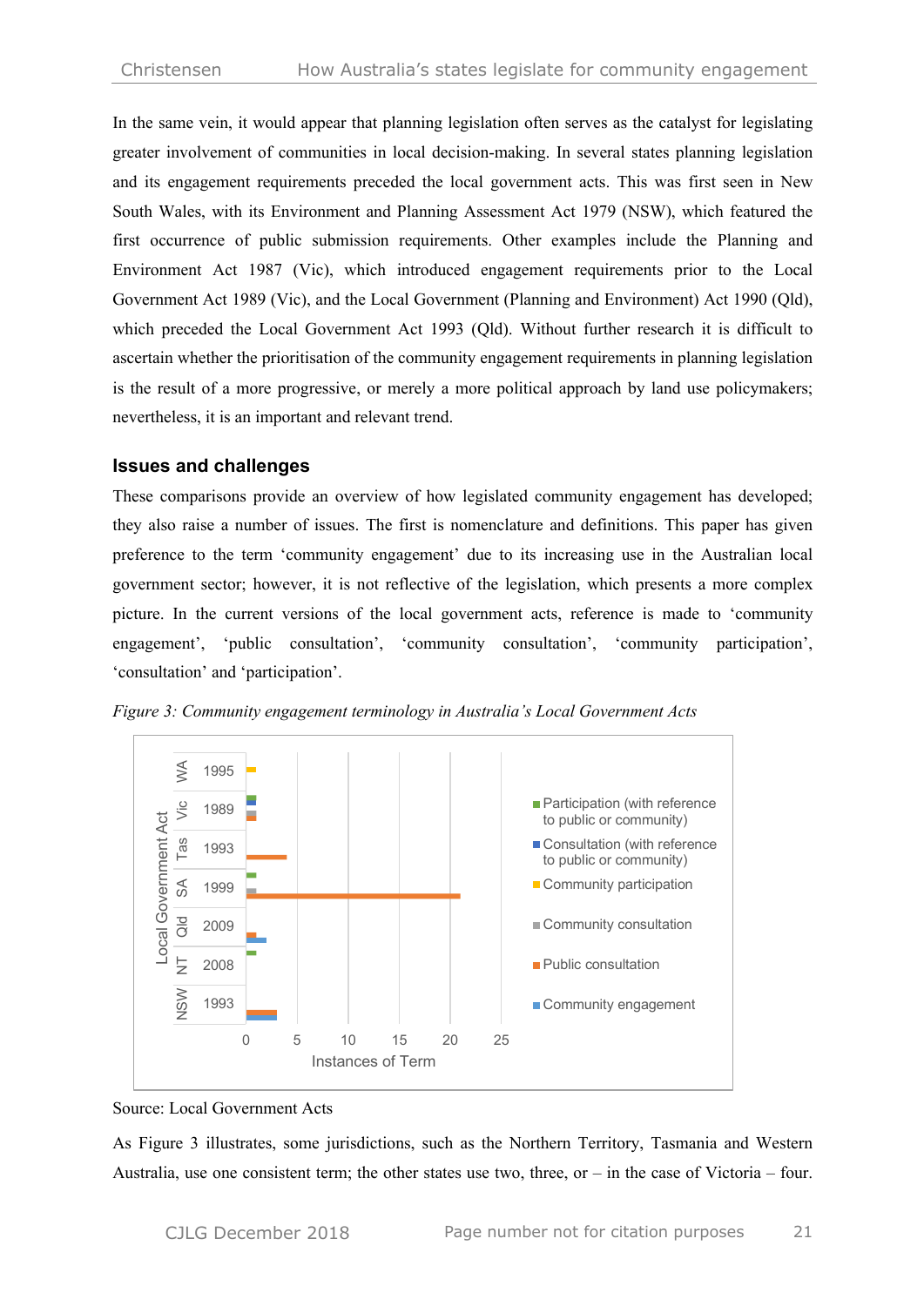In the same vein, it would appear that planning legislation often serves as the catalyst for legislating greater involvement of communities in local decision-making. In several states planning legislation and its engagement requirements preceded the local government acts. This was first seen in New South Wales, with its Environment and Planning Assessment Act 1979 (NSW), which featured the first occurrence of public submission requirements. Other examples include the Planning and Environment Act 1987 (Vic), which introduced engagement requirements prior to the Local Government Act 1989 (Vic), and the Local Government (Planning and Environment) Act 1990 (Qld), which preceded the Local Government Act 1993 (Qld). Without further research it is difficult to ascertain whether the prioritisation of the community engagement requirements in planning legislation is the result of a more progressive, or merely a more political approach by land use policymakers; nevertheless, it is an important and relevant trend.

## Issues and challenges

These comparisons provide an overview of how legislated community engagement has developed; they also raise a number of issues. The first is nomenclature and definitions. This paper has given preference to the term 'community engagement' due to its increasing use in the Australian local government sector; however, it is not reflective of the legislation, which presents a more complex picture. In the current versions of the local government acts, reference is made to 'community engagement', 'public consultation', 'community consultation', 'community participation', 'consultation' and 'participation'.

*Figure 3: Community engagement terminology in Australia's Local Government Acts*

Source: Local Government Acts

As Figure 3 illustrates, some jurisdictions, such as the Northern Territory, Tasmania and Western Australia, use one consistent term; the other states use two, three, or – in the case of Victoria – four.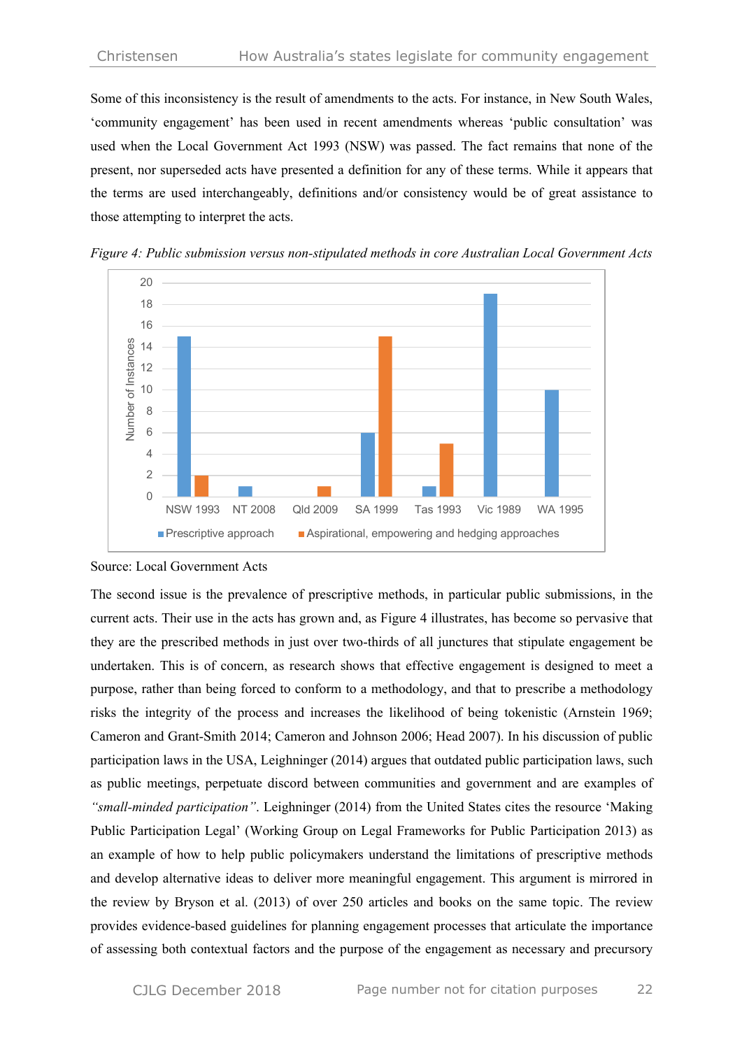Some of this inconsistency is the result of amendments to the acts. For instance, in New South Wales, 'community engagement' has been used in recent amendments whereas 'public consultation' was used when the Local Government Act 1993 (NSW) was passed. The fact remains that none of the present, nor superseded acts have presented a definition for any of these terms. While it appears that the terms are used interchangeably, definitions and/or consistency would be of great assistance to those attempting to interpret the acts.

*Figure 4: Public submission versus non-stipulated methods in core Australian Local Government Acts*

Source: Local Government Acts

The second issue is the prevalence of prescriptive methods, in particular public submissions, in the current acts. Their use in the acts has grown and, as Figure 4 illustrates, has become so pervasive that they are the prescribed methods in just over two-thirds of all junctures that stipulate engagement be undertaken. This is of concern, as research shows that effective engagement is designed to meet a purpose, rather than being forced to conform to a methodology, and that to prescribe a methodology risks the integrity of the process and increases the likelihood of being tokenistic (Arnstein 1969; Cameron and Grant-Smith 2014; Cameron and Johnson 2006; Head 2007). In his discussion of public participation laws in the USA, Leighninger (2014) argues that outdated public participation laws, such as public meetings, perpetuate discord between communities and government and are examples of *"small-minded participation"*. Leighninger (2014) from the United States cites the resource 'Making Public Participation Legal' (Working Group on Legal Frameworks for Public Participation 2013) as an example of how to help public policymakers understand the limitations of prescriptive methods and develop alternative ideas to deliver more meaningful engagement. This argument is mirrored in the review by Bryson et al. (2013) of over 250 articles and books on the same topic. The review provides evidence-based guidelines for planning engagement processes that articulate the importance of assessing both contextual factors and the purpose of the engagement as necessary and precursory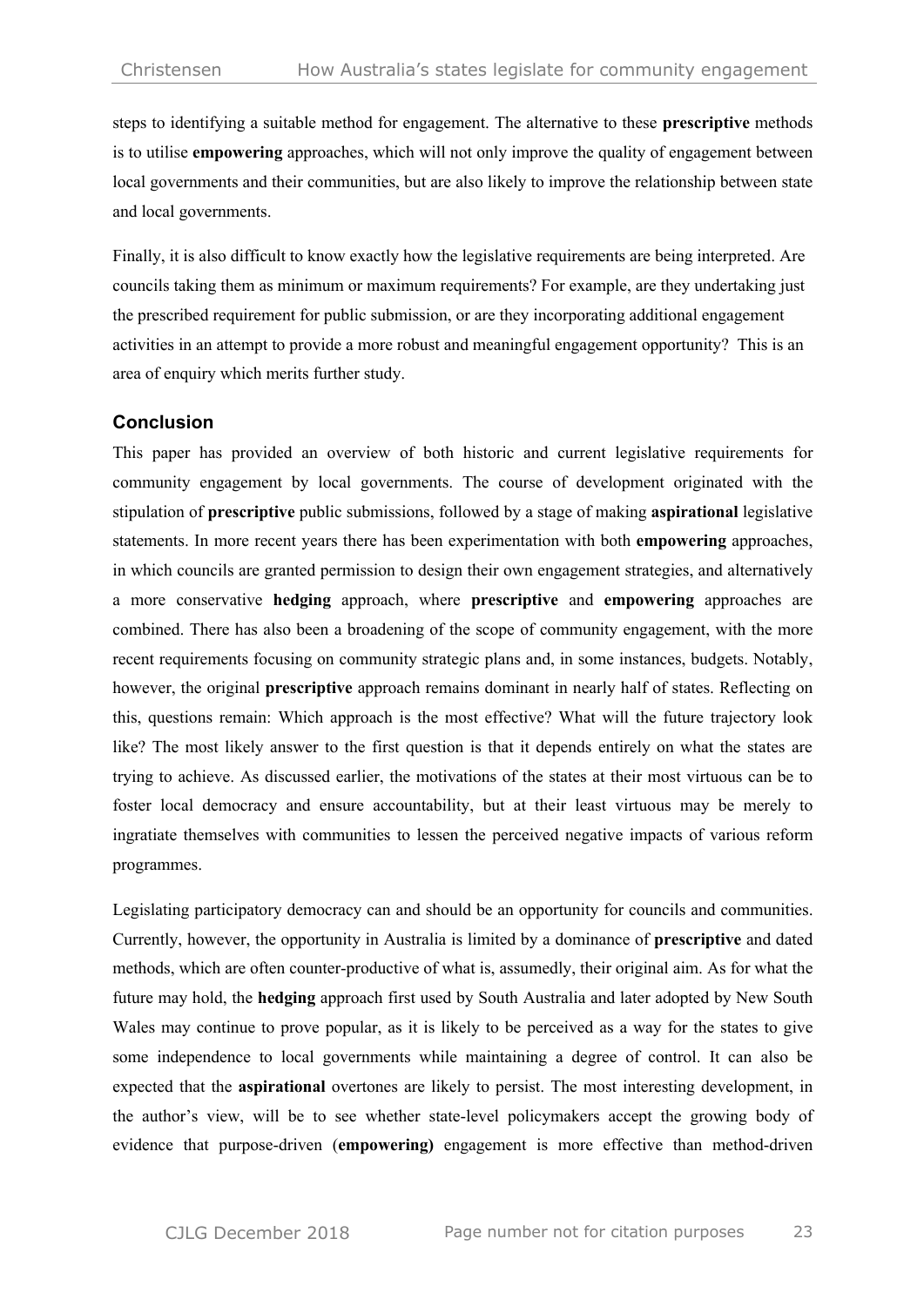steps to identifying a suitable method for engagement. The alternative to these **prescriptive** methods is to utilise **empowering** approaches, which will not only improve the quality of engagement between local governments and their communities, but are also likely to improve the relationship between state and local governments.

Finally, it is also difficult to know exactly how the legislative requirements are being interpreted. Are councils taking them as minimum or maximum requirements? For example, are they undertaking just the prescribed requirement for public submission, or are they incorporating additional engagement activities in an attempt to provide a more robust and meaningful engagement opportunity? This is an area of enquiry which merits further study.

## Conclusion

This paper has provided an overview of both historic and current legislative requirements for community engagement by local governments. The course of development originated with the stipulation of **prescriptive** public submissions, followed by a stage of making **aspirational** legislative statements. In more recent years there has been experimentation with both **empowering** approaches, in which councils are granted permission to design their own engagement strategies, and alternatively a more conservative **hedging** approach, where **prescriptive** and **empowering** approaches are combined. There has also been a broadening of the scope of community engagement, with the more recent requirements focusing on community strategic plans and, in some instances, budgets. Notably, however, the original **prescriptive** approach remains dominant in nearly half of states. Reflecting on this, questions remain: Which approach is the most effective? What will the future trajectory look like? The most likely answer to the first question is that it depends entirely on what the states are trying to achieve. As discussed earlier, the motivations of the states at their most virtuous can be to foster local democracy and ensure accountability, but at their least virtuous may be merely to ingratiate themselves with communities to lessen the perceived negative impacts of various reform programmes.

Legislating participatory democracy can and should be an opportunity for councils and communities. Currently, however, the opportunity in Australia is limited by a dominance of **prescriptive** and dated methods, which are often counter-productive of what is, assumedly, their original aim. As for what the future may hold, the **hedging** approach first used by South Australia and later adopted by New South Wales may continue to prove popular, as it is likely to be perceived as a way for the states to give some independence to local governments while maintaining a degree of control. It can also be expected that the **aspirational** overtones are likely to persist. The most interesting development, in the author's view, will be to see whether state-level policymakers accept the growing body of evidence that purpose-driven (**empowering)** engagement is more effective than method-driven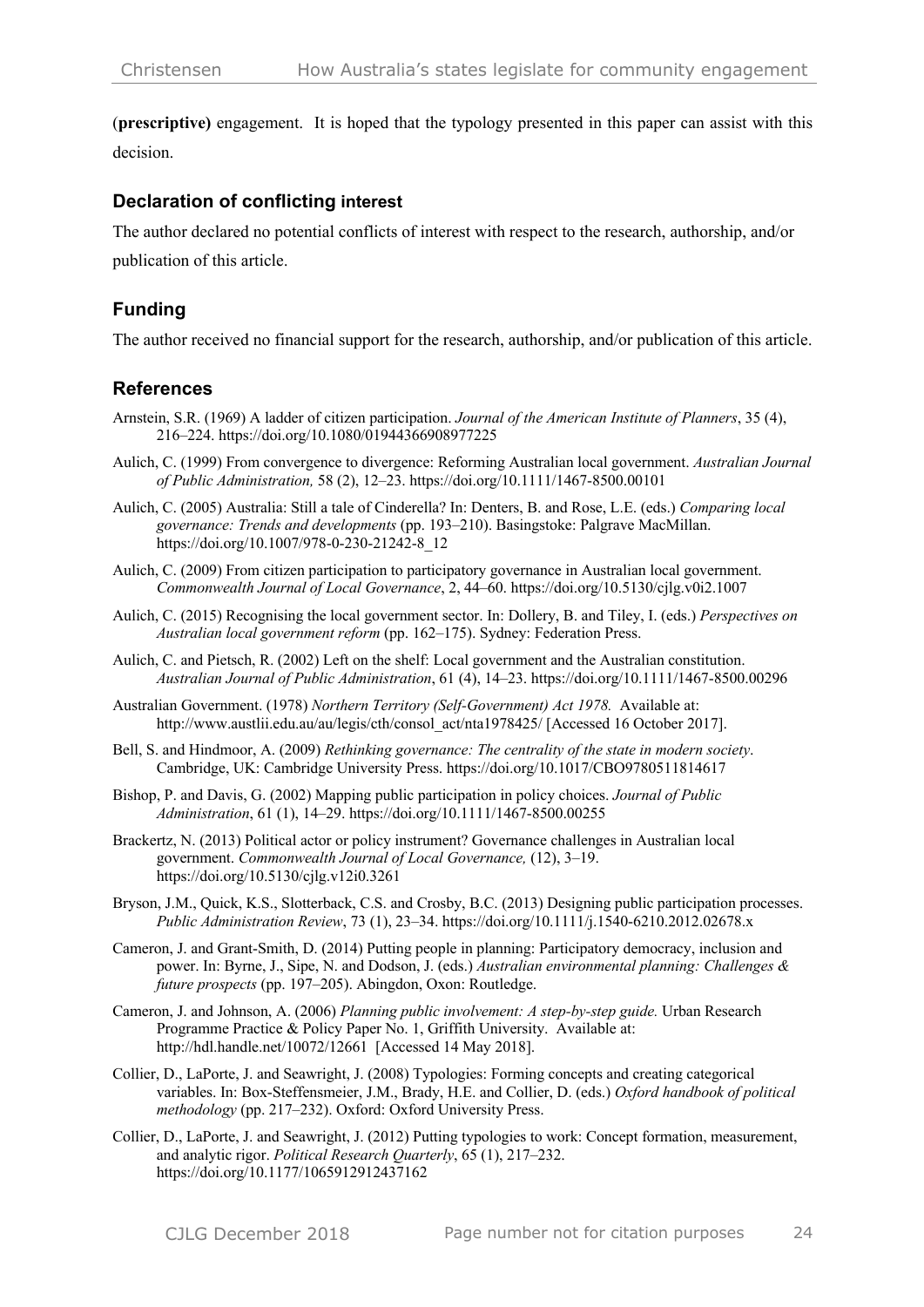(**prescriptive)** engagement. It is hoped that the typology presented in this paper can assist with this decision.

## Declaration of conflicting interest

The author declared no potential conflicts of interest with respect to the research, authorship, and/or publication of this article.

## Funding

The author received no financial support for the research, authorship, and/or publication of this article.

## References

Arnstein, S.R. (1969) A ladder of citizen participation. *Journal of the American Institute of Planners*, 35 (4), 216–224. https://doi.org/10.1080/01944366908977225

Aulich, C. (1999) From convergence to divergence: Reforming Australian local government. *Australian Journal of Public Administration,* 58 (2), 12–23. https://doi.org/10.1111/1467-8500.00101

Aulich, C. (2005) Australia: Still a tale of Cinderella? In: Denters, B. and Rose, L.E. (eds.) *Comparing local governance: Trends and developments* (pp. 193–210). Basingstoke: Palgrave MacMillan. https://doi.org/10.1007/978-0-230-21242-8_12

Aulich, C. (2009) From citizen participation to participatory governance in Australian local government. *Commonwealth Journal of Local Governance*, 2, 44–60. https://doi.org/10.5130/cjlg.v0i2.1007

Aulich, C. (2015) Recognising the local government sector. In: Dollery, B. and Tiley, I. (eds.) *Perspectives on Australian local government reform* (pp. 162–175). Sydney: Federation Press.

Aulich, C. and Pietsch, R. (2002) Left on the shelf: Local government and the Australian constitution. *Australian Journal of Public Administration*, 61 (4), 14–23. https://doi.org/10.1111/1467-8500.00296

Australian Government. (1978) *Northern Territory (Self-Government) Act 1978.* Available at: http://www.austlii.edu.au/au/legis/cth/consol_act/nta1978425/ [Accessed 16 October 2017].

Bell, S. and Hindmoor, A. (2009) *Rethinking governance: The centrality of the state in modern society*. Cambridge, UK: Cambridge University Press. https://doi.org/10.1017/CBO9780511814617

Bishop, P. and Davis, G. (2002) Mapping public participation in policy choices. *Journal of Public Administration*, 61 (1), 14–29. https://doi.org/10.1111/1467-8500.00255

Brackertz, N. (2013) Political actor or policy instrument? Governance challenges in Australian local government. *Commonwealth Journal of Local Governance,* (12), 3–19. https://doi.org/10.5130/cjlg.v12i0.3261

Bryson, J.M., Quick, K.S., Slotterback, C.S. and Crosby, B.C. (2013) Designing public participation processes. *Public Administration Review*, 73 (1), 23–34. https://doi.org/10.1111/j.1540-6210.2012.02678.x

Cameron, J. and Grant-Smith, D. (2014) Putting people in planning: Participatory democracy, inclusion and power. In: Byrne, J., Sipe, N. and Dodson, J. (eds.) *Australian environmental planning: Challenges & future prospects* (pp. 197–205). Abingdon, Oxon: Routledge.

Cameron, J. and Johnson, A. (2006) *Planning public involvement: A step-by-step guide.* Urban Research Programme Practice & Policy Paper No. 1, Griffith University. Available at: http://hdl.handle.net/10072/12661 [Accessed 14 May 2018].

Collier, D., LaPorte, J. and Seawright, J. (2008) Typologies: Forming concepts and creating categorical variables. In: Box-Steffensmeier, J.M., Brady, H.E. and Collier, D. (eds.) *Oxford handbook of political methodology* (pp. 217–232). Oxford: Oxford University Press.

Collier, D., LaPorte, J. and Seawright, J. (2012) Putting typologies to work: Concept formation, measurement, and analytic rigor. *Political Research Quarterly*, 65 (1), 217–232. https://doi.org/10.1177/1065912912437162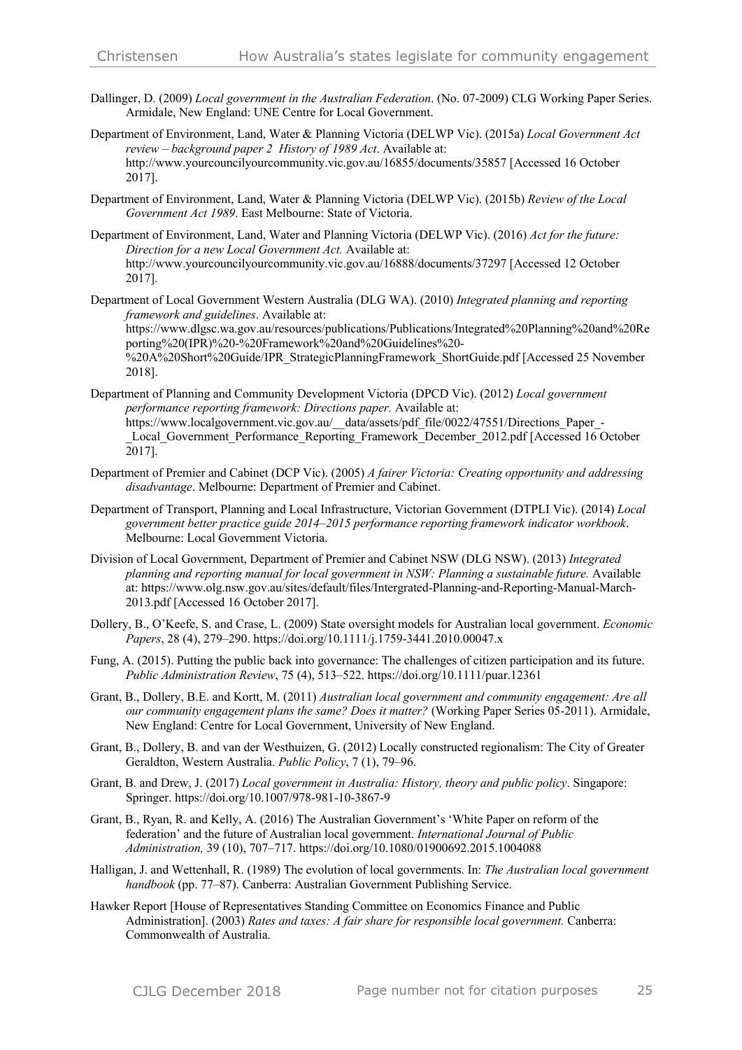Dallinger, D. (2009) *Local government in the Australian Federation*. (No. 07-2009) CLG Working Paper Series. Armidale, New England: UNE Centre for Local Government.

Department of Environment, Land, Water & Planning Victoria (DELWP Vic). (2015a) *Local Government Act review – background paper 2 History of 1989 Act*. Available at: http://www.yourcouncilyourcommunity.vic.gov.au/16855/documents/35857 [Accessed 16 October 2017].

Department of Environment, Land, Water & Planning Victoria (DELWP Vic). (2015b) *Review of the Local Government Act 1989*. East Melbourne: State of Victoria.

Department of Environment, Land, Water and Planning Victoria (DELWP Vic). (2016) *Act for the future: Direction for a new Local Government Act.* Available at: http://www.yourcouncilyourcommunity.vic.gov.au/16888/documents/37297 [Accessed 12 October 2017].

Department of Local Government Western Australia (DLG WA). (2010) *Integrated planning and reporting framework and guidelines*. Available at: https://www.dlgsc.wa.gov.au/resources/publications/Publications/Integrated%20Planning%20and%20Reporting%20(IPR)%20-%20Framework%20and%20Guidelines%20-%20A%20Short%20Guide/IPR_StrategicPlanningFramework_ShortGuide.pdf [Accessed 25 November 2018].

Department of Planning and Community Development Victoria (DPCD Vic). (2012) *Local government performance reporting framework: Directions paper.* Available at: https://www.localgovernment.vic.gov.au/__data/assets/pdf_file/0022/47551/Directions_Paper_-_Local_Government_Performance_Reporting_Framework_December_2012.pdf [Accessed 16 October 2017].

Department of Premier and Cabinet (DCP Vic). (2005) *A fairer Victoria: Creating opportunity and addressing disadvantage*. Melbourne: Department of Premier and Cabinet.

Department of Transport, Planning and Local Infrastructure, Victorian Government (DTPLI Vic). (2014) *Local government better practice guide 2014–2015 performance reporting framework indicator workbook*. Melbourne: Local Government Victoria.

Division of Local Government, Department of Premier and Cabinet NSW (DLG NSW). (2013) *Integrated planning and reporting manual for local government in NSW: Planning a sustainable future.* Available at: https://www.olg.nsw.gov.au/sites/default/files/Intergrated-Planning-and-Reporting-Manual-March-2013.pdf [Accessed 16 October 2017].

Dollery, B., O'Keefe, S. and Crase, L. (2009) State oversight models for Australian local government. *Economic Papers*, 28 (4), 279–290. https://doi.org/10.1111/j.1759-3441.2010.00047.x

Fung, A. (2015). Putting the public back into governance: The challenges of citizen participation and its future. *Public Administration Review*, 75 (4), 513–522. https://doi.org/10.1111/puar.12361

Grant, B., Dollery, B.E. and Kortt, M. (2011) *Australian local government and community engagement: Are all our community engagement plans the same? Does it matter?* (Working Paper Series 05-2011). Armidale, New England: Centre for Local Government, University of New England.

Grant, B., Dollery, B. and van der Westhuizen, G. (2012) Locally constructed regionalism: The City of Greater Geraldton, Western Australia. *Public Policy*, 7 (1), 79–96.

Grant, B. and Drew, J. (2017) *Local government in Australia: History, theory and public policy*. Singapore: Springer. https://doi.org/10.1007/978-981-10-3867-9

Grant, B., Ryan, R. and Kelly, A. (2016) The Australian Government's 'White Paper on reform of the federation' and the future of Australian local government. *International Journal of Public Administration,* 39 (10), 707–717. https://doi.org/10.1080/01900692.2015.1004088

Halligan, J. and Wettenhall, R. (1989) The evolution of local governments. In: *The Australian local government handbook* (pp. 77–87). Canberra: Australian Government Publishing Service.

Hawker Report [House of Representatives Standing Committee on Economics Finance and Public Administration]. (2003) *Rates and taxes: A fair share for responsible local government.* Canberra: Commonwealth of Australia.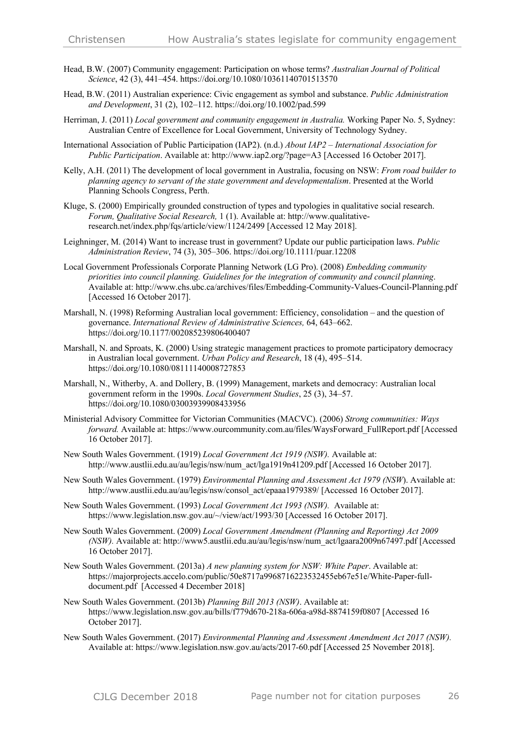Head, B.W. (2007) Community engagement: Participation on whose terms? *Australian Journal of Political Science*, 42 (3), 441–454. https://doi.org/10.1080/10361140701513570

Head, B.W. (2011) Australian experience: Civic engagement as symbol and substance. *Public Administration and Development*, 31 (2), 102–112. https://doi.org/10.1002/pad.599

Herriman, J. (2011) *Local government and community engagement in Australia.* Working Paper No. 5, Sydney: Australian Centre of Excellence for Local Government, University of Technology Sydney.

International Association of Public Participation (IAP2). (n.d.) *About IAP2 – International Association for Public Participation*. Available at: http://www.iap2.org/?page=A3 [Accessed 16 October 2017].

Kelly, A.H. (2011) The development of local government in Australia, focusing on NSW: *From road builder to planning agency to servant of the state government and developmentalism*. Presented at the World Planning Schools Congress, Perth.

Kluge, S. (2000) Empirically grounded construction of types and typologies in qualitative social research. *Forum, Qualitative Social Research,* 1 (1). Available at: http://www.qualitative-research.net/index.php/fqs/article/view/1124/2499 [Accessed 12 May 2018].

Leighninger, M. (2014) Want to increase trust in government? Update our public participation laws. *Public Administration Review*, 74 (3), 305–306. https://doi.org/10.1111/puar.12208

Local Government Professionals Corporate Planning Network (LG Pro). (2008) *Embedding community priorities into council planning. Guidelines for the integration of community and council planning*. Available at: http://www.chs.ubc.ca/archives/files/Embedding-Community-Values-Council-Planning.pdf [Accessed 16 October 2017].

Marshall, N. (1998) Reforming Australian local government: Efficiency, consolidation – and the question of governance. *International Review of Administrative Sciences,* 64, 643–662. https://doi.org/10.1177/002085239806400407

Marshall, N. and Sproats, K. (2000) Using strategic management practices to promote participatory democracy in Australian local government. *Urban Policy and Research*, 18 (4), 495–514. https://doi.org/10.1080/08111140008727853

Marshall, N., Witherby, A. and Dollery, B. (1999) Management, markets and democracy: Australian local government reform in the 1990s. *Local Government Studies*, 25 (3), 34–57. https://doi.org/10.1080/03003939908433956

Ministerial Advisory Committee for Victorian Communities (MACVC). (2006) *Strong communities: Ways forward.* Available at: https://www.ourcommunity.com.au/files/WaysForward_FullReport.pdf [Accessed 16 October 2017].

New South Wales Government. (1919) *Local Government Act 1919 (NSW).* Available at: http://www.austlii.edu.au/au/legis/nsw/num_act/lga1919n41209.pdf [Accessed 16 October 2017].

New South Wales Government. (1979) *Environmental Planning and Assessment Act 1979 (NSW*). Available at: http://www.austlii.edu.au/au/legis/nsw/consol_act/epaaa1979389/ [Accessed 16 October 2017].

New South Wales Government. (1993) *Local Government Act 1993 (NSW).* Available at: https://www.legislation.nsw.gov.au/~/view/act/1993/30 [Accessed 16 October 2017].

New South Wales Government. (2009) *Local Government Amendment (Planning and Reporting) Act 2009 (NSW).* Available at: http://www5.austlii.edu.au/au/legis/nsw/num_act/lgaara2009n67497.pdf [Accessed 16 October 2017].

New South Wales Government. (2013a) *A new planning system for NSW: White Paper*. Available at: https://majorprojects.accelo.com/public/50e8717a9968716223532455eb67e51e/White-Paper-full-document.pdf [Accessed 4 December 2018]

New South Wales Government. (2013b) *Planning Bill 2013 (NSW)*. Available at: https://www.legislation.nsw.gov.au/bills/f779d670-218a-606a-a98d-8874159f0807 [Accessed 16 October 2017].

New South Wales Government. (2017) *Environmental Planning and Assessment Amendment Act 2017 (NSW).* Available at: https://www.legislation.nsw.gov.au/acts/2017-60.pdf [Accessed 25 November 2018].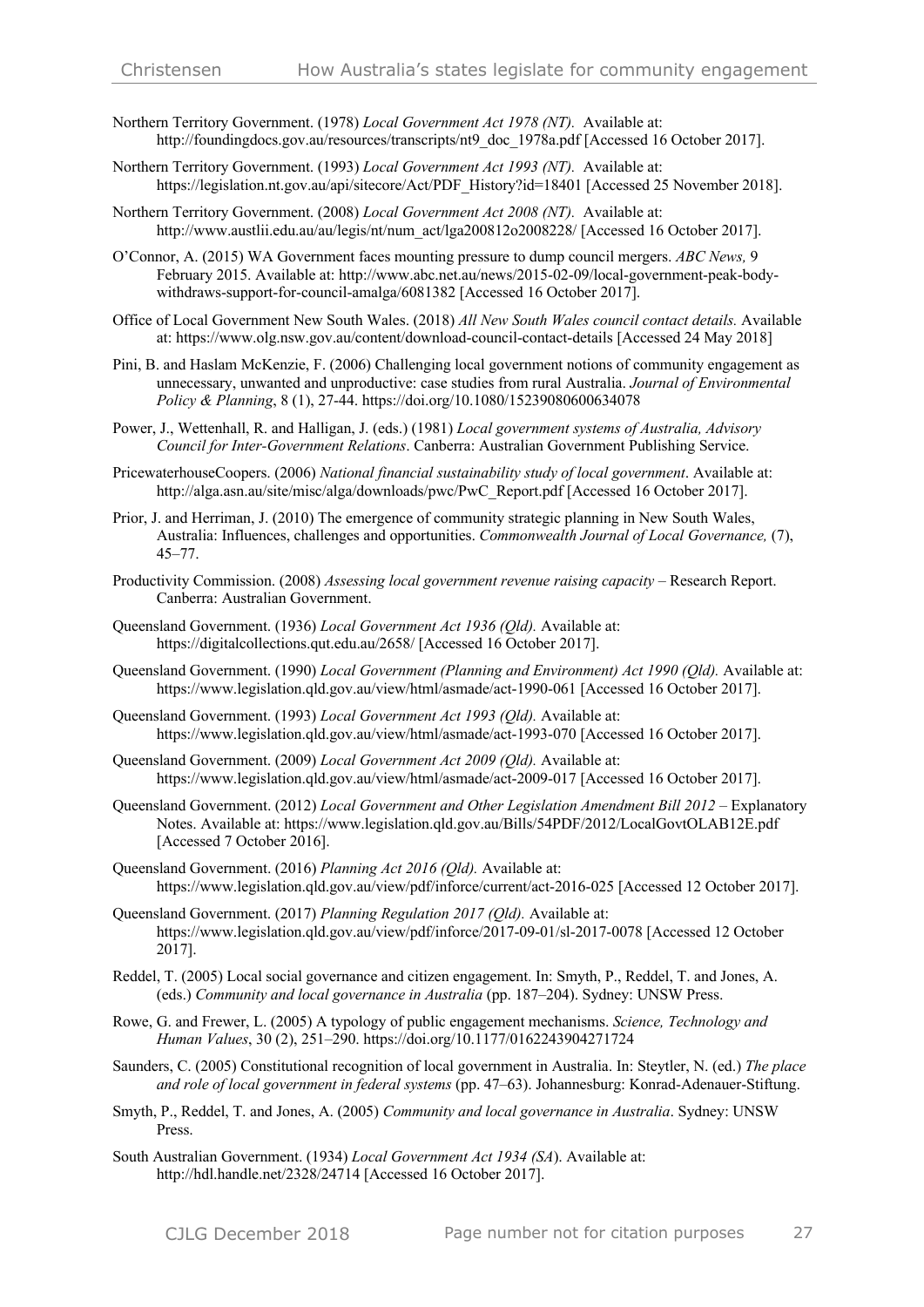Northern Territory Government. (1978) *Local Government Act 1978 (NT).* Available at: http://foundingdocs.gov.au/resources/transcripts/nt9_doc_1978a.pdf [Accessed 16 October 2017].

Northern Territory Government. (1993) *Local Government Act 1993 (NT).* Available at: https://legislation.nt.gov.au/api/sitecore/Act/PDF_History?id=18401 [Accessed 25 November 2018].

Northern Territory Government. (2008) *Local Government Act 2008 (NT).* Available at: http://www.austlii.edu.au/au/legis/nt/num_act/lga200812o2008228/ [Accessed 16 October 2017].

O'Connor, A. (2015) WA Government faces mounting pressure to dump council mergers. *ABC News,* 9 February 2015. Available at: http://www.abc.net.au/news/2015-02-09/local-government-peak-body-withdraws-support-for-council-amalga/6081382 [Accessed 16 October 2017].

Office of Local Government New South Wales. (2018) *All New South Wales council contact details.* Available at: https://www.olg.nsw.gov.au/content/download-council-contact-details [Accessed 24 May 2018]

Pini, B. and Haslam McKenzie, F. (2006) Challenging local government notions of community engagement as unnecessary, unwanted and unproductive: case studies from rural Australia. *Journal of Environmental Policy & Planning*, 8 (1), 27-44. https://doi.org/10.1080/15239080600634078

Power, J., Wettenhall, R. and Halligan, J. (eds.) (1981) *Local government systems of Australia, Advisory Council for Inter-Government Relations*. Canberra: Australian Government Publishing Service.

PricewaterhouseCoopers. (2006) *National financial sustainability study of local government*. Available at: http://alga.asn.au/site/misc/alga/downloads/pwc/PwC_Report.pdf [Accessed 16 October 2017].

Prior, J. and Herriman, J. (2010) The emergence of community strategic planning in New South Wales, Australia: Influences, challenges and opportunities. *Commonwealth Journal of Local Governance,* (7), 45–77.

Productivity Commission. (2008) *Assessing local government revenue raising capacity* – Research Report. Canberra: Australian Government.

Queensland Government. (1936) *Local Government Act 1936 (Qld).* Available at: https://digitalcollections.qut.edu.au/2658/ [Accessed 16 October 2017].

Queensland Government. (1990) *Local Government (Planning and Environment) Act 1990 (Qld).* Available at: https://www.legislation.qld.gov.au/view/html/asmade/act-1990-061 [Accessed 16 October 2017].

Queensland Government. (1993) *Local Government Act 1993 (Qld).* Available at: https://www.legislation.qld.gov.au/view/html/asmade/act-1993-070 [Accessed 16 October 2017].

Queensland Government. (2009) *Local Government Act 2009 (Qld).* Available at: https://www.legislation.qld.gov.au/view/html/asmade/act-2009-017 [Accessed 16 October 2017].

Queensland Government. (2012) *Local Government and Other Legislation Amendment Bill 2012* – Explanatory Notes. Available at: https://www.legislation.qld.gov.au/Bills/54PDF/2012/LocalGovtOLAB12E.pdf [Accessed 7 October 2016].

Queensland Government. (2016) *Planning Act 2016 (Qld).* Available at: https://www.legislation.qld.gov.au/view/pdf/inforce/current/act-2016-025 [Accessed 12 October 2017].

Queensland Government. (2017) *Planning Regulation 2017 (Qld).* Available at: https://www.legislation.qld.gov.au/view/pdf/inforce/2017-09-01/sl-2017-0078 [Accessed 12 October 2017].

Reddel, T. (2005) Local social governance and citizen engagement. In: Smyth, P., Reddel, T. and Jones, A. (eds.) *Community and local governance in Australia* (pp. 187–204). Sydney: UNSW Press.

Rowe, G. and Frewer, L. (2005) A typology of public engagement mechanisms. *Science, Technology and Human Values*, 30 (2), 251–290. https://doi.org/10.1177/0162243904271724

Saunders, C. (2005) Constitutional recognition of local government in Australia. In: Steytler, N. (ed.) *The place and role of local government in federal systems* (pp. 47–63). Johannesburg: Konrad-Adenauer-Stiftung.

Smyth, P., Reddel, T. and Jones, A. (2005) *Community and local governance in Australia*. Sydney: UNSW Press.

South Australian Government. (1934) *Local Government Act 1934 (SA*). Available at: http://hdl.handle.net/2328/24714 [Accessed 16 October 2017].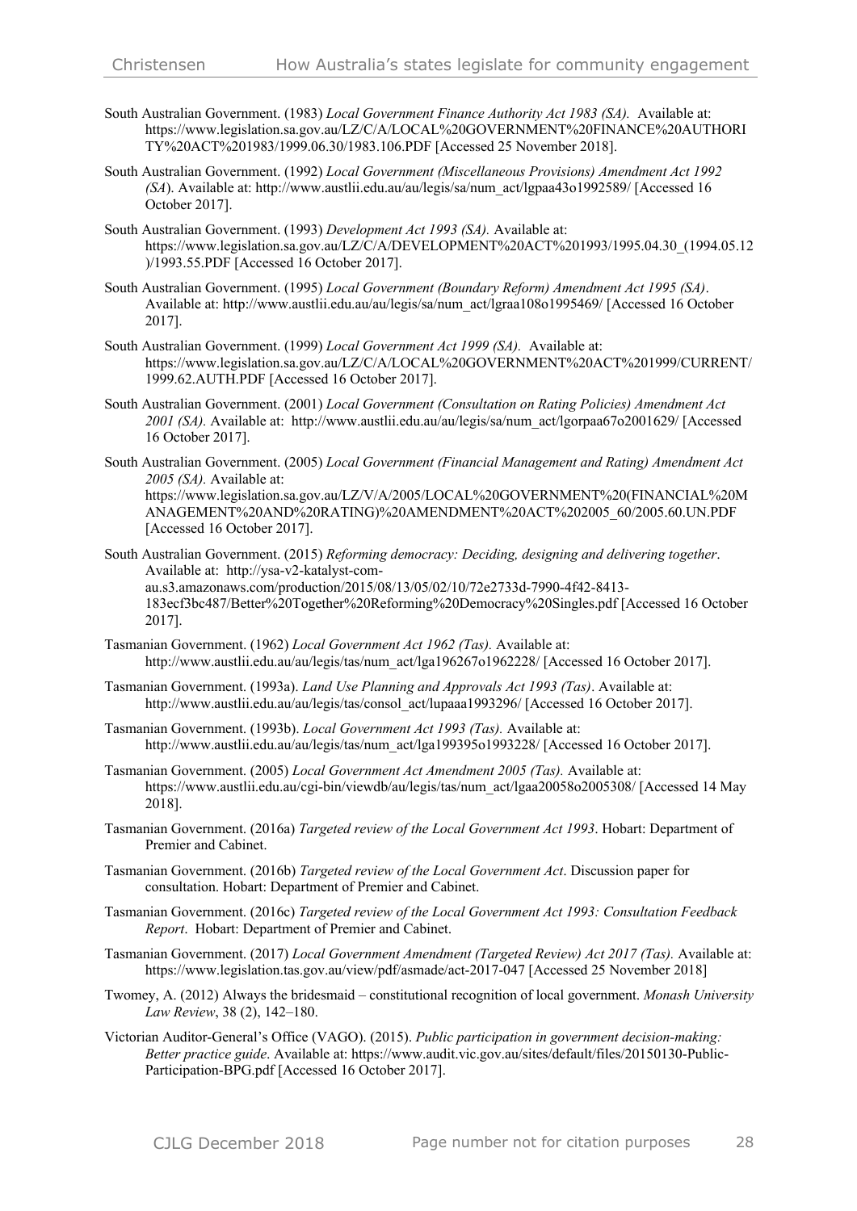South Australian Government. (1983) *Local Government Finance Authority Act 1983 (SA).* Available at: https://www.legislation.sa.gov.au/LZ/C/A/LOCAL%20GOVERNMENT%20FINANCE%20AUTHORITY%20ACT%201983/1999.06.30/1983.106.PDF [Accessed 25 November 2018].

South Australian Government. (1992) *Local Government (Miscellaneous Provisions) Amendment Act 1992 (SA*). Available at: http://www.austlii.edu.au/au/legis/sa/num_act/lgpaa43o1992589/ [Accessed 16 October 2017].

South Australian Government. (1993) *Development Act 1993 (SA).* Available at: https://www.legislation.sa.gov.au/LZ/C/A/DEVELOPMENT%20ACT%201993/1995.04.30_(1994.05.12)/1993.55.PDF [Accessed 16 October 2017].

South Australian Government. (1995) *Local Government (Boundary Reform) Amendment Act 1995 (SA)*. Available at: http://www.austlii.edu.au/au/legis/sa/num_act/lgraa108o1995469/ [Accessed 16 October 2017].

South Australian Government. (1999) *Local Government Act 1999 (SA).* Available at: https://www.legislation.sa.gov.au/LZ/C/A/LOCAL%20GOVERNMENT%20ACT%201999/CURRENT/1999.62.AUTH.PDF [Accessed 16 October 2017].

South Australian Government. (2001) *Local Government (Consultation on Rating Policies) Amendment Act 2001 (SA).* Available at: http://www.austlii.edu.au/au/legis/sa/num_act/lgorpaa67o2001629/ [Accessed 16 October 2017].

South Australian Government. (2005) *Local Government (Financial Management and Rating) Amendment Act 2005 (SA).* Available at: https://www.legislation.sa.gov.au/LZ/V/A/2005/LOCAL%20GOVERNMENT%20(FINANCIAL%20MANAGEMENT%20AND%20RATING)%20AMENDMENT%20ACT%202005_60/2005.60.UN.PDF [Accessed 16 October 2017].

South Australian Government. (2015) *Reforming democracy: Deciding, designing and delivering together*. Available at: http://ysa-v2-katalyst-com-au.s3.amazonaws.com/production/2015/08/13/05/02/10/72e2733d-7990-4f42-8413-183ecf3bc487/Better%20Together%20Reforming%20Democracy%20Singles.pdf [Accessed 16 October 2017].

Tasmanian Government. (1962) *Local Government Act 1962 (Tas).* Available at: http://www.austlii.edu.au/au/legis/tas/num_act/lga196267o1962228/ [Accessed 16 October 2017].

Tasmanian Government. (1993a). *Land Use Planning and Approvals Act 1993 (Tas)*. Available at: http://www.austlii.edu.au/au/legis/tas/consol_act/lupaaa1993296/ [Accessed 16 October 2017].

Tasmanian Government. (1993b). *Local Government Act 1993 (Tas).* Available at: http://www.austlii.edu.au/au/legis/tas/num_act/lga199395o1993228/ [Accessed 16 October 2017].

Tasmanian Government. (2005) *Local Government Act Amendment 2005 (Tas).* Available at: https://www.austlii.edu.au/cgi-bin/viewdb/au/legis/tas/num_act/lgaa20058o2005308/ [Accessed 14 May 2018].

Tasmanian Government. (2016a) *Targeted review of the Local Government Act 1993*. Hobart: Department of Premier and Cabinet.

Tasmanian Government. (2016b) *Targeted review of the Local Government Act*. Discussion paper for consultation. Hobart: Department of Premier and Cabinet.

Tasmanian Government. (2016c) *Targeted review of the Local Government Act 1993: Consultation Feedback Report*. Hobart: Department of Premier and Cabinet.

Tasmanian Government. (2017) *Local Government Amendment (Targeted Review) Act 2017 (Tas).* Available at: https://www.legislation.tas.gov.au/view/pdf/asmade/act-2017-047 [Accessed 25 November 2018]

Twomey, A. (2012) Always the bridesmaid – constitutional recognition of local government. *Monash University Law Review*, 38 (2), 142–180.

Victorian Auditor-General's Office (VAGO). (2015). *Public participation in government decision-making: Better practice guide*. Available at: https://www.audit.vic.gov.au/sites/default/files/20150130-Public-Participation-BPG.pdf [Accessed 16 October 2017].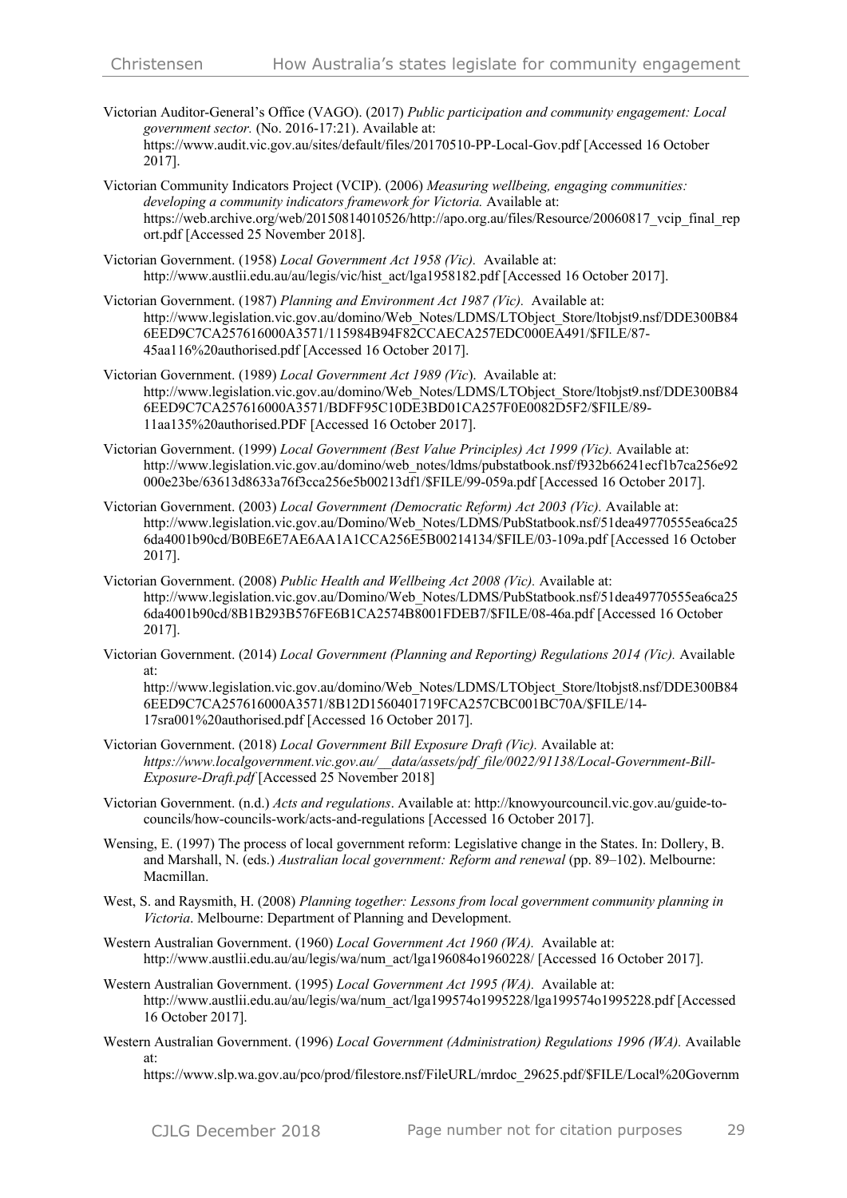Victorian Auditor-General's Office (VAGO). (2017) *Public participation and community engagement: Local government sector.* (No. 2016-17:21). Available at: https://www.audit.vic.gov.au/sites/default/files/20170510-PP-Local-Gov.pdf [Accessed 16 October 2017].

Victorian Community Indicators Project (VCIP). (2006) *Measuring wellbeing, engaging communities: developing a community indicators framework for Victoria.* Available at: https://web.archive.org/web/20150814010526/http://apo.org.au/files/Resource/20060817_vcip_final_report.pdf [Accessed 25 November 2018].

Victorian Government. (1958) *Local Government Act 1958 (Vic).* Available at: http://www.austlii.edu.au/au/legis/vic/hist_act/lga1958182.pdf [Accessed 16 October 2017].

Victorian Government. (1987) *Planning and Environment Act 1987 (Vic).* Available at: http://www.legislation.vic.gov.au/domino/Web_Notes/LDMS/LTObject_Store/ltobjst9.nsf/DDE300B846EED9C7CA257616000A3571/115984B94F82CCAECA257EDC000EA491/$FILE/87-45aa116%20authorised.pdf [Accessed 16 October 2017].

Victorian Government. (1989) *Local Government Act 1989 (Vic*). Available at: http://www.legislation.vic.gov.au/domino/Web_Notes/LDMS/LTObject_Store/ltobjst9.nsf/DDE300B846EED9C7CA257616000A3571/BDFF95C10DE3BD01CA257F0E0082D5F2/$FILE/89-11aa135%20authorised.PDF [Accessed 16 October 2017].

Victorian Government. (1999) *Local Government (Best Value Principles) Act 1999 (Vic).* Available at: http://www.legislation.vic.gov.au/domino/web_notes/ldms/pubstatbook.nsf/f932b66241ecf1b7ca256e92000e23be/63613d8633a76f3cca256e5b00213df1/$FILE/99-059a.pdf [Accessed 16 October 2017].

Victorian Government. (2003) *Local Government (Democratic Reform) Act 2003 (Vic).* Available at: http://www.legislation.vic.gov.au/Domino/Web_Notes/LDMS/PubStatbook.nsf/51dea49770555ea6ca256da4001b90cd/B0BE6E7AE6AA1A1CCA256E5B00214134/$FILE/03-109a.pdf [Accessed 16 October 2017].

Victorian Government. (2008) *Public Health and Wellbeing Act 2008 (Vic).* Available at: http://www.legislation.vic.gov.au/Domino/Web_Notes/LDMS/PubStatbook.nsf/51dea49770555ea6ca256da4001b90cd/8B1B293B576FE6B1CA2574B8001FDEB7/$FILE/08-46a.pdf [Accessed 16 October 2017].

Victorian Government. (2014) *Local Government (Planning and Reporting) Regulations 2014 (Vic).* Available at: http://www.legislation.vic.gov.au/domino/Web_Notes/LDMS/LTObject_Store/ltobjst8.nsf/DDE300B846EED9C7CA257616000A3571/8B12D1560401719FCA257CBC001BC70A/$FILE/14-17sra001%20authorised.pdf [Accessed 16 October 2017].

Victorian Government. (2018) *Local Government Bill Exposure Draft (Vic).* Available at: *https://www.localgovernment.vic.gov.au/__data/assets/pdf_file/0022/91138/Local-Government-Bill-Exposure-Draft.pdf* [Accessed 25 November 2018]

Victorian Government. (n.d.) *Acts and regulations*. Available at: http://knowyourcouncil.vic.gov.au/guide-to-councils/how-councils-work/acts-and-regulations [Accessed 16 October 2017].

Wensing, E. (1997) The process of local government reform: Legislative change in the States. In: Dollery, B. and Marshall, N. (eds.) *Australian local government: Reform and renewal* (pp. 89–102). Melbourne: Macmillan.

West, S. and Raysmith, H. (2008) *Planning together: Lessons from local government community planning in Victoria*. Melbourne: Department of Planning and Development.

Western Australian Government. (1960) *Local Government Act 1960 (WA).* Available at: http://www.austlii.edu.au/au/legis/wa/num_act/lga196084o1960228/ [Accessed 16 October 2017].

Western Australian Government. (1995) *Local Government Act 1995 (WA).* Available at: http://www.austlii.edu.au/au/legis/wa/num_act/lga199574o1995228/lga199574o1995228.pdf [Accessed 16 October 2017].

Western Australian Government. (1996) *Local Government (Administration) Regulations 1996 (WA).* Available at: https://www.slp.wa.gov.au/pco/prod/filestore.nsf/FileURL/mrdoc_29625.pdf/$FILE/Local%20Governm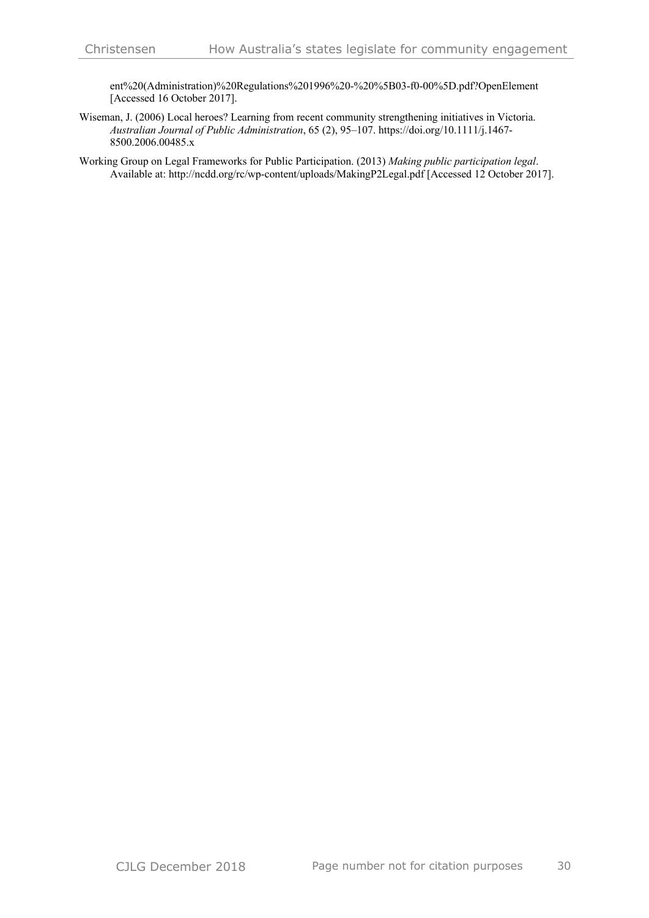ent%20(Administration)%20Regulations%201996%20-%20%5B03-f0-00%5D.pdf?OpenElement [Accessed 16 October 2017].

Wiseman, J. (2006) Local heroes? Learning from recent community strengthening initiatives in Victoria. *Australian Journal of Public Administration*, 65 (2), 95–107. https://doi.org/10.1111/j.1467-8500.2006.00485.x

Working Group on Legal Frameworks for Public Participation. (2013) *Making public participation legal*. Available at: http://ncdd.org/rc/wp-content/uploads/MakingP2Legal.pdf [Accessed 12 October 2017].